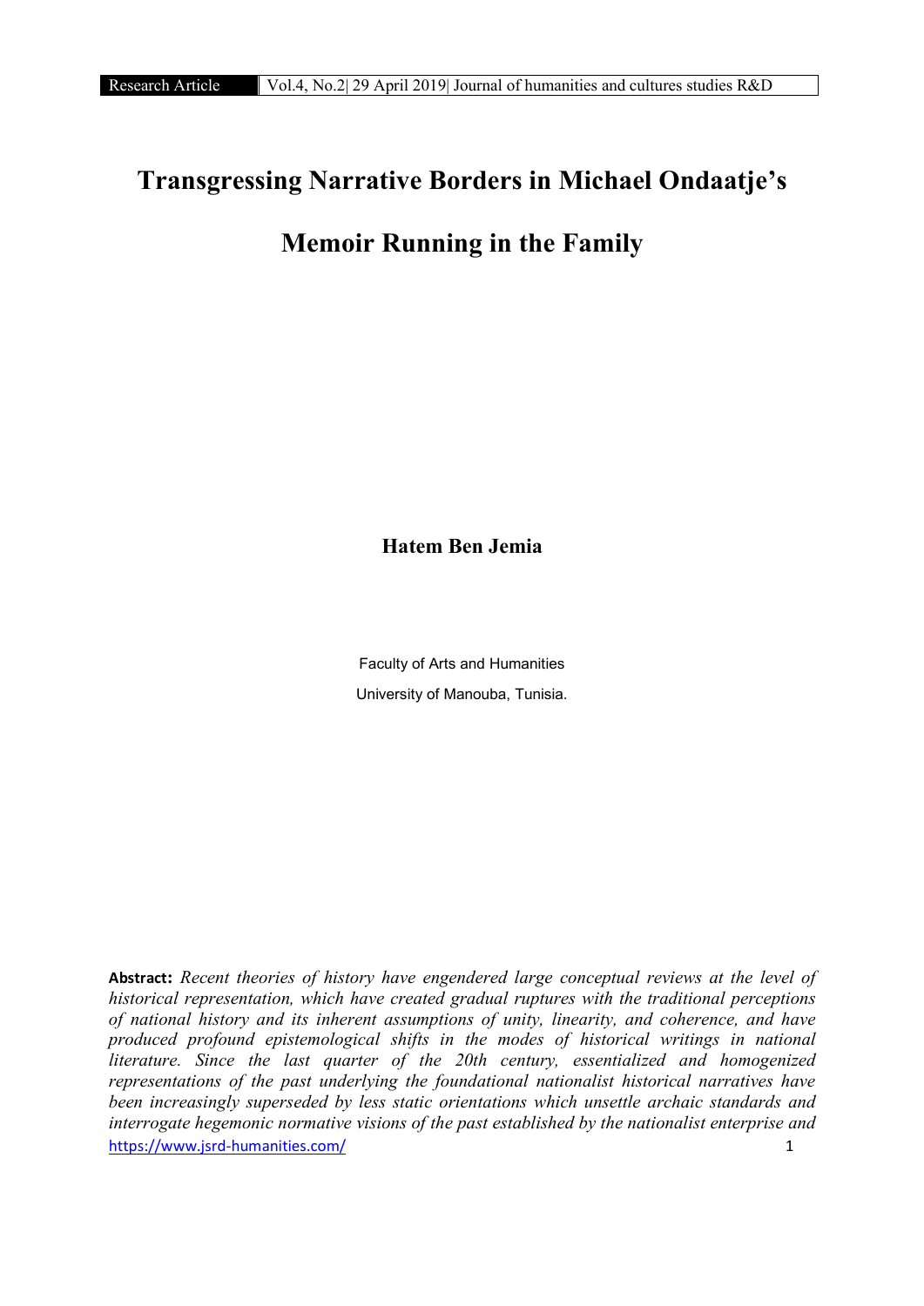# Transgressing Narrative Borders in Michael Ondaatje's Memoir Running in the Family

**Hatem Ben Jemia**

Faculty of Arts and Humanities

University of Manouba, Tunisia.

**Abstract:** *Recent theories of history have engendered large conceptual reviews at the level of historical representation, which have created gradual ruptures with the traditional perceptions of national history and its inherent assumptions of unity, linearity, and coherence, and have produced profound epistemological shifts in the modes of historical writings in national literature. Since the last quarter of the 20th century, essentialized and homogenized representations of the past underlying the foundational nationalist historical narratives have been increasingly superseded by less static orientations which unsettle archaic standards and interrogate hegemonic normative visions of the past established by the nationalist enterprise and*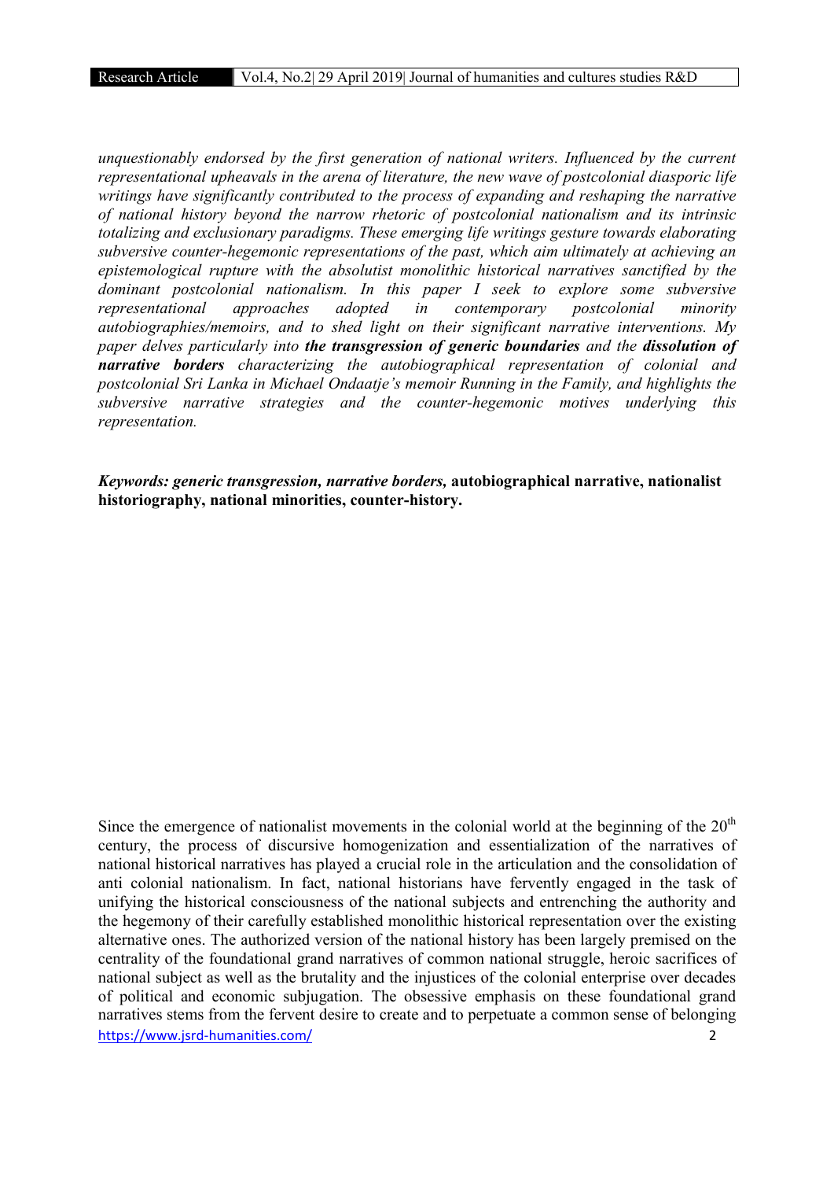*unquestionably endorsed by the first generation of national writers. Influenced by the current representational upheavals in the arena of literature, the new wave of postcolonial diasporic life writings have significantly contributed to the process of expanding and reshaping the narrative of national history beyond the narrow rhetoric of postcolonial nationalism and its intrinsic totalizing and exclusionary paradigms. These emerging life writings gesture towards elaborating subversive counter-hegemonic representations of the past, which aim ultimately at achieving an epistemological rupture with the absolutist monolithic historical narratives sanctified by the dominant postcolonial nationalism. In this paper I seek to explore some subversive representational approaches adopted in contemporary postcolonial minority autobiographies/memoirs, and to shed light on their significant narrative interventions. My paper delves particularly into* ***the transgression of generic boundaries*** *and the* ***dissolution of narrative borders*** *characterizing the autobiographical representation of colonial and postcolonial Sri Lanka in Michael Ondaatje's memoir Running in the Family, and highlights the subversive narrative strategies and the counter-hegemonic motives underlying this representation.*

***Keywords: generic transgression, narrative borders,*** **autobiographical narrative, nationalist historiography, national minorities, counter-history.**

Since the emergence of nationalist movements in the colonial world at the beginning of the 20th century, the process of discursive homogenization and essentialization of the narratives of national historical narratives has played a crucial role in the articulation and the consolidation of anti colonial nationalism. In fact, national historians have fervently engaged in the task of unifying the historical consciousness of the national subjects and entrenching the authority and the hegemony of their carefully established monolithic historical representation over the existing alternative ones. The authorized version of the national history has been largely premised on the centrality of the foundational grand narratives of common national struggle, heroic sacrifices of national subject as well as the brutality and the injustices of the colonial enterprise over decades of political and economic subjugation. The obsessive emphasis on these foundational grand narratives stems from the fervent desire to create and to perpetuate a common sense of belonging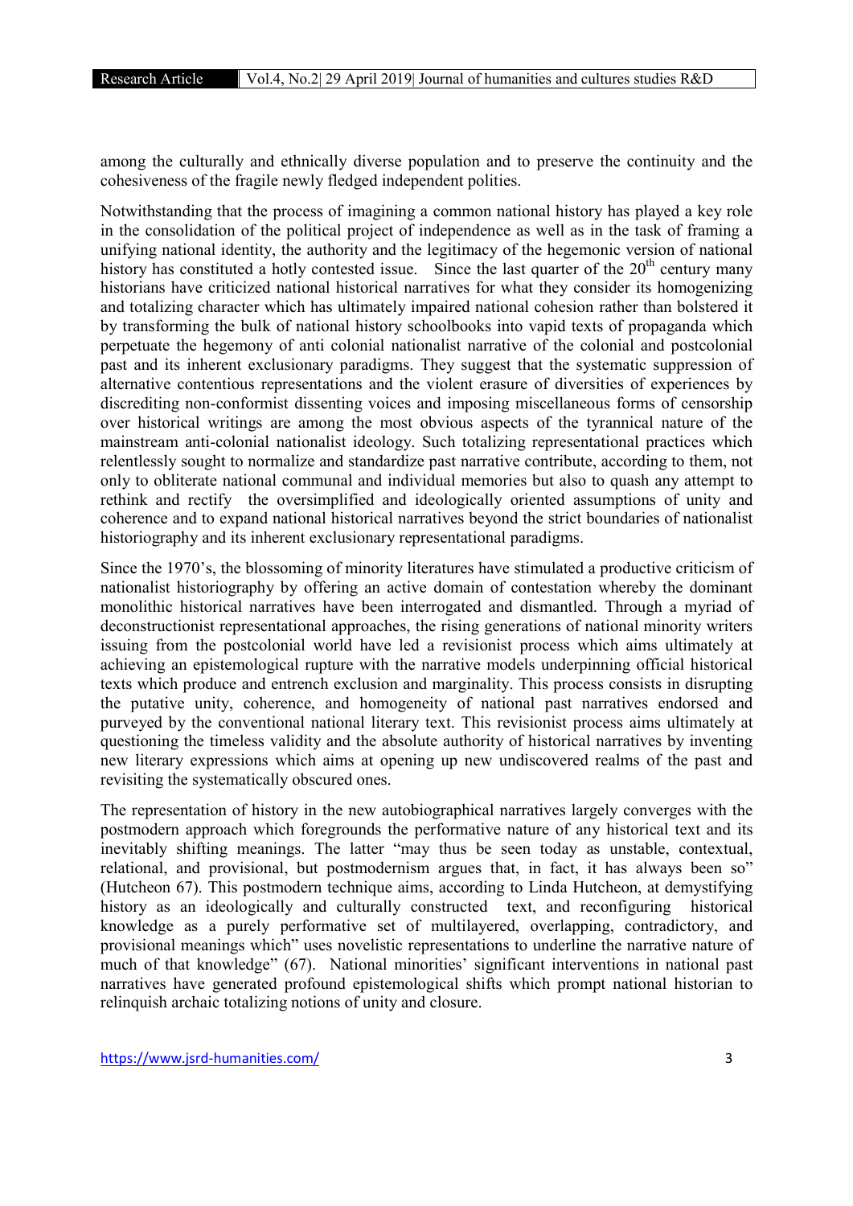among the culturally and ethnically diverse population and to preserve the continuity and the cohesiveness of the fragile newly fledged independent polities.

Notwithstanding that the process of imagining a common national history has played a key role in the consolidation of the political project of independence as well as in the task of framing a unifying national identity, the authority and the legitimacy of the hegemonic version of national history has constituted a hotly contested issue. Since the last quarter of the 20th century many historians have criticized national historical narratives for what they consider its homogenizing and totalizing character which has ultimately impaired national cohesion rather than bolstered it by transforming the bulk of national history schoolbooks into vapid texts of propaganda which perpetuate the hegemony of anti colonial nationalist narrative of the colonial and postcolonial past and its inherent exclusionary paradigms. They suggest that the systematic suppression of alternative contentious representations and the violent erasure of diversities of experiences by discrediting non-conformist dissenting voices and imposing miscellaneous forms of censorship over historical writings are among the most obvious aspects of the tyrannical nature of the mainstream anti-colonial nationalist ideology. Such totalizing representational practices which relentlessly sought to normalize and standardize past narrative contribute, according to them, not only to obliterate national communal and individual memories but also to quash any attempt to rethink and rectify the oversimplified and ideologically oriented assumptions of unity and coherence and to expand national historical narratives beyond the strict boundaries of nationalist historiography and its inherent exclusionary representational paradigms.

Since the 1970's, the blossoming of minority literatures have stimulated a productive criticism of nationalist historiography by offering an active domain of contestation whereby the dominant monolithic historical narratives have been interrogated and dismantled. Through a myriad of deconstructionist representational approaches, the rising generations of national minority writers issuing from the postcolonial world have led a revisionist process which aims ultimately at achieving an epistemological rupture with the narrative models underpinning official historical texts which produce and entrench exclusion and marginality. This process consists in disrupting the putative unity, coherence, and homogeneity of national past narratives endorsed and purveyed by the conventional national literary text. This revisionist process aims ultimately at questioning the timeless validity and the absolute authority of historical narratives by inventing new literary expressions which aims at opening up new undiscovered realms of the past and revisiting the systematically obscured ones.

The representation of history in the new autobiographical narratives largely converges with the postmodern approach which foregrounds the performative nature of any historical text and its inevitably shifting meanings. The latter "may thus be seen today as unstable, contextual, relational, and provisional, but postmodernism argues that, in fact, it has always been so" (Hutcheon 67). This postmodern technique aims, according to Linda Hutcheon, at demystifying history as an ideologically and culturally constructed text, and reconfiguring historical knowledge as a purely performative set of multilayered, overlapping, contradictory, and provisional meanings which" uses novelistic representations to underline the narrative nature of much of that knowledge" (67). National minorities' significant interventions in national past narratives have generated profound epistemological shifts which prompt national historian to relinquish archaic totalizing notions of unity and closure.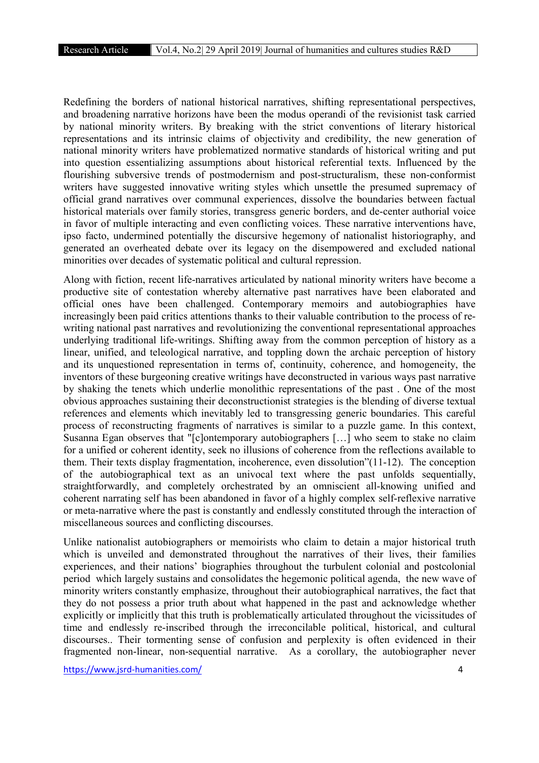Redefining the borders of national historical narratives, shifting representational perspectives, and broadening narrative horizons have been the modus operandi of the revisionist task carried by national minority writers. By breaking with the strict conventions of literary historical representations and its intrinsic claims of objectivity and credibility, the new generation of national minority writers have problematized normative standards of historical writing and put into question essentializing assumptions about historical referential texts. Influenced by the flourishing subversive trends of postmodernism and post-structuralism, these non-conformist writers have suggested innovative writing styles which unsettle the presumed supremacy of official grand narratives over communal experiences, dissolve the boundaries between factual historical materials over family stories, transgress generic borders, and de-center authorial voice in favor of multiple interacting and even conflicting voices. These narrative interventions have, ipso facto, undermined potentially the discursive hegemony of nationalist historiography, and generated an overheated debate over its legacy on the disempowered and excluded national minorities over decades of systematic political and cultural repression.

Along with fiction, recent life-narratives articulated by national minority writers have become a productive site of contestation whereby alternative past narratives have been elaborated and official ones have been challenged. Contemporary memoirs and autobiographies have increasingly been paid critics attentions thanks to their valuable contribution to the process of re-writing national past narratives and revolutionizing the conventional representational approaches underlying traditional life-writings. Shifting away from the common perception of history as a linear, unified, and teleological narrative, and toppling down the archaic perception of history and its unquestioned representation in terms of, continuity, coherence, and homogeneity, the inventors of these burgeoning creative writings have deconstructed in various ways past narrative by shaking the tenets which underlie monolithic representations of the past . One of the most obvious approaches sustaining their deconstructionist strategies is the blending of diverse textual references and elements which inevitably led to transgressing generic boundaries. This careful process of reconstructing fragments of narratives is similar to a puzzle game. In this context, Susanna Egan observes that "[c]ontemporary autobiographers […] who seem to stake no claim for a unified or coherent identity, seek no illusions of coherence from the reflections available to them. Their texts display fragmentation, incoherence, even dissolution"(11-12). The conception of the autobiographical text as an univocal text where the past unfolds sequentially, straightforwardly, and completely orchestrated by an omniscient all-knowing unified and coherent narrating self has been abandoned in favor of a highly complex self-reflexive narrative or meta-narrative where the past is constantly and endlessly constituted through the interaction of miscellaneous sources and conflicting discourses.

Unlike nationalist autobiographers or memoirists who claim to detain a major historical truth which is unveiled and demonstrated throughout the narratives of their lives, their families experiences, and their nations' biographies throughout the turbulent colonial and postcolonial period which largely sustains and consolidates the hegemonic political agenda, the new wave of minority writers constantly emphasize, throughout their autobiographical narratives, the fact that they do not possess a prior truth about what happened in the past and acknowledge whether explicitly or implicitly that this truth is problematically articulated throughout the vicissitudes of time and endlessly re-inscribed through the irreconcilable political, historical, and cultural discourses.. Their tormenting sense of confusion and perplexity is often evidenced in their fragmented non-linear, non-sequential narrative. As a corollary, the autobiographer never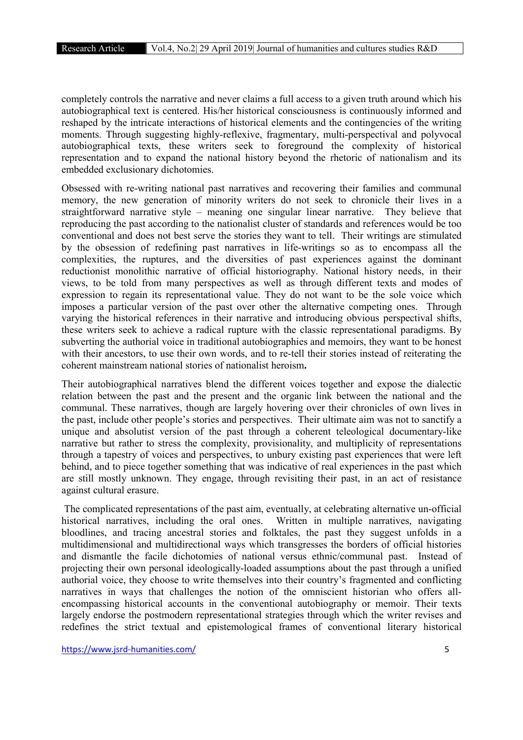completely controls the narrative and never claims a full access to a given truth around which his autobiographical text is centered. His/her historical consciousness is continuously informed and reshaped by the intricate interactions of historical elements and the contingencies of the writing moments. Through suggesting highly-reflexive, fragmentary, multi-perspectival and polyvocal autobiographical texts, these writers seek to foreground the complexity of historical representation and to expand the national history beyond the rhetoric of nationalism and its embedded exclusionary dichotomies.

Obsessed with re-writing national past narratives and recovering their families and communal memory, the new generation of minority writers do not seek to chronicle their lives in a straightforward narrative style – meaning one singular linear narrative. They believe that reproducing the past according to the nationalist cluster of standards and references would be too conventional and does not best serve the stories they want to tell. Their writings are stimulated by the obsession of redefining past narratives in life-writings so as to encompass all the complexities, the ruptures, and the diversities of past experiences against the dominant reductionist monolithic narrative of official historiography. National history needs, in their views, to be told from many perspectives as well as through different texts and modes of expression to regain its representational value. They do not want to be the sole voice which imposes a particular version of the past over other the alternative competing ones. Through varying the historical references in their narrative and introducing obvious perspectival shifts, these writers seek to achieve a radical rupture with the classic representational paradigms. By subverting the authorial voice in traditional autobiographies and memoirs, they want to be honest with their ancestors, to use their own words, and to re-tell their stories instead of reiterating the coherent mainstream national stories of nationalist heroism**.**

Their autobiographical narratives blend the different voices together and expose the dialectic relation between the past and the present and the organic link between the national and the communal. These narratives, though are largely hovering over their chronicles of own lives in the past, include other people's stories and perspectives. Their ultimate aim was not to sanctify a unique and absolutist version of the past through a coherent teleological documentary-like narrative but rather to stress the complexity, provisionality, and multiplicity of representations through a tapestry of voices and perspectives, to unbury existing past experiences that were left behind, and to piece together something that was indicative of real experiences in the past which are still mostly unknown. They engage, through revisiting their past, in an act of resistance against cultural erasure.

The complicated representations of the past aim, eventually, at celebrating alternative un-official historical narratives, including the oral ones. Written in multiple narratives, navigating bloodlines, and tracing ancestral stories and folktales, the past they suggest unfolds in a multidimensional and multidirectional ways which transgresses the borders of official histories and dismantle the facile dichotomies of national versus ethnic/communal past. Instead of projecting their own personal ideologically-loaded assumptions about the past through a unified authorial voice, they choose to write themselves into their country's fragmented and conflicting narratives in ways that challenges the notion of the omniscient historian who offers all-encompassing historical accounts in the conventional autobiography or memoir. Their texts largely endorse the postmodern representational strategies through which the writer revises and redefines the strict textual and epistemological frames of conventional literary historical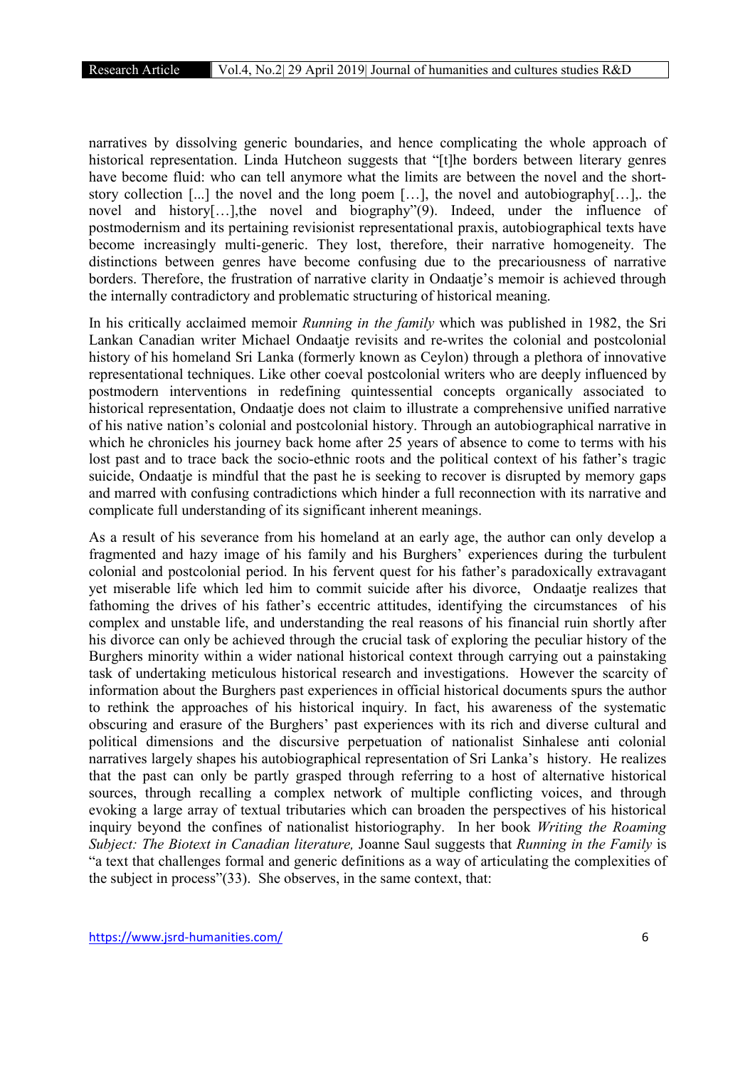narratives by dissolving generic boundaries, and hence complicating the whole approach of historical representation. Linda Hutcheon suggests that "[t]he borders between literary genres have become fluid: who can tell anymore what the limits are between the novel and the short-story collection [...] the novel and the long poem […], the novel and autobiography[…],. the novel and history[…],the novel and biography"(9). Indeed, under the influence of postmodernism and its pertaining revisionist representational praxis, autobiographical texts have become increasingly multi-generic. They lost, therefore, their narrative homogeneity. The distinctions between genres have become confusing due to the precariousness of narrative borders. Therefore, the frustration of narrative clarity in Ondaatje's memoir is achieved through the internally contradictory and problematic structuring of historical meaning.

In his critically acclaimed memoir *Running in the family* which was published in 1982, the Sri Lankan Canadian writer Michael Ondaatje revisits and re-writes the colonial and postcolonial history of his homeland Sri Lanka (formerly known as Ceylon) through a plethora of innovative representational techniques. Like other coeval postcolonial writers who are deeply influenced by postmodern interventions in redefining quintessential concepts organically associated to historical representation, Ondaatje does not claim to illustrate a comprehensive unified narrative of his native nation's colonial and postcolonial history. Through an autobiographical narrative in which he chronicles his journey back home after 25 years of absence to come to terms with his lost past and to trace back the socio-ethnic roots and the political context of his father's tragic suicide, Ondaatje is mindful that the past he is seeking to recover is disrupted by memory gaps and marred with confusing contradictions which hinder a full reconnection with its narrative and complicate full understanding of its significant inherent meanings.

As a result of his severance from his homeland at an early age, the author can only develop a fragmented and hazy image of his family and his Burghers' experiences during the turbulent colonial and postcolonial period. In his fervent quest for his father's paradoxically extravagant yet miserable life which led him to commit suicide after his divorce, Ondaatje realizes that fathoming the drives of his father's eccentric attitudes, identifying the circumstances of his complex and unstable life, and understanding the real reasons of his financial ruin shortly after his divorce can only be achieved through the crucial task of exploring the peculiar history of the Burghers minority within a wider national historical context through carrying out a painstaking task of undertaking meticulous historical research and investigations. However the scarcity of information about the Burghers past experiences in official historical documents spurs the author to rethink the approaches of his historical inquiry. In fact, his awareness of the systematic obscuring and erasure of the Burghers' past experiences with its rich and diverse cultural and political dimensions and the discursive perpetuation of nationalist Sinhalese anti colonial narratives largely shapes his autobiographical representation of Sri Lanka's history. He realizes that the past can only be partly grasped through referring to a host of alternative historical sources, through recalling a complex network of multiple conflicting voices, and through evoking a large array of textual tributaries which can broaden the perspectives of his historical inquiry beyond the confines of nationalist historiography. In her book *Writing the Roaming Subject: The Biotext in Canadian literature,* Joanne Saul suggests that *Running in the Family* is "a text that challenges formal and generic definitions as a way of articulating the complexities of the subject in process"(33). She observes, in the same context, that: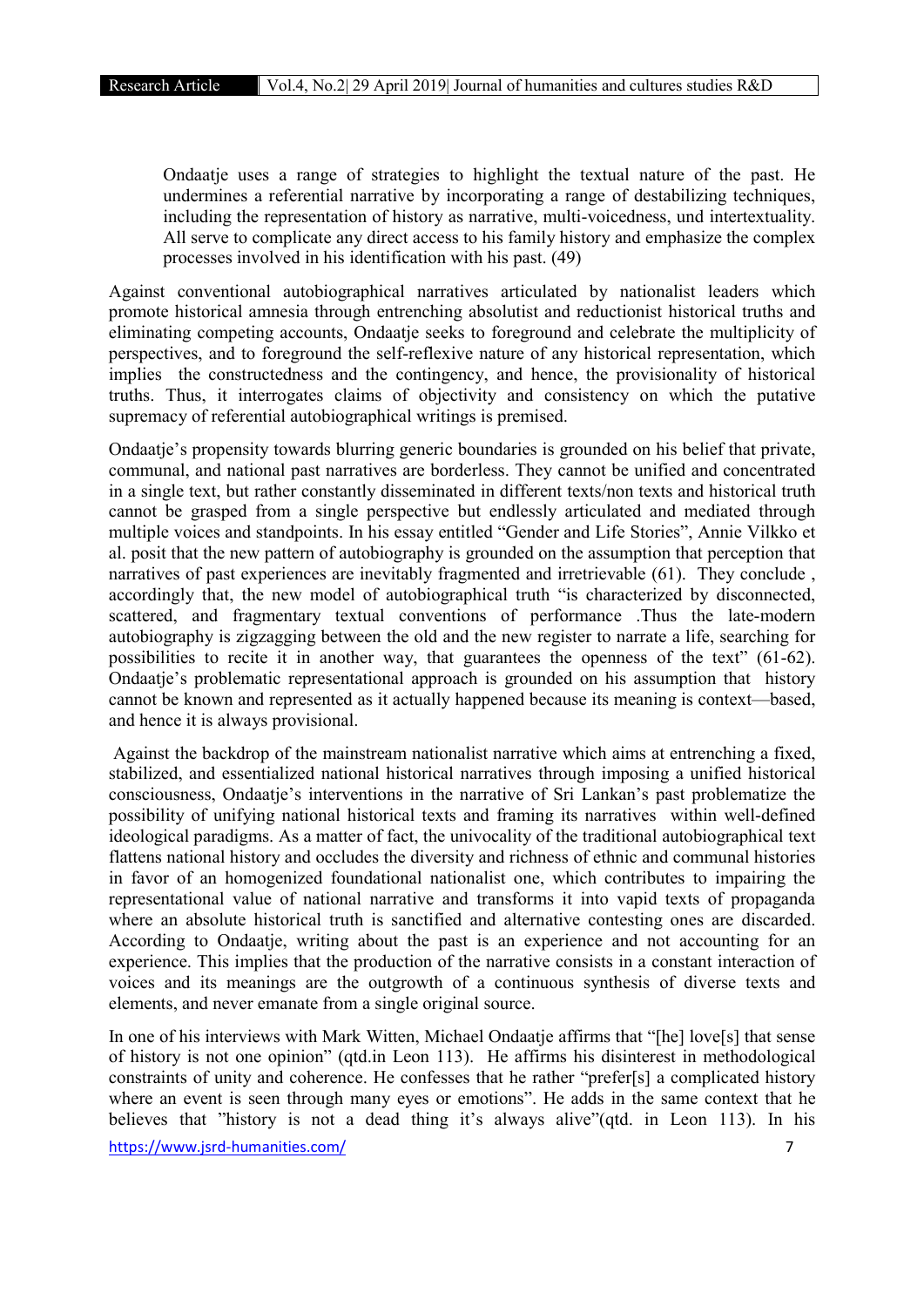> Ondaatje uses a range of strategies to highlight the textual nature of the past. He undermines a referential narrative by incorporating a range of destabilizing techniques, including the representation of history as narrative, multi-voicedness, und intertextuality. All serve to complicate any direct access to his family history and emphasize the complex processes involved in his identification with his past. (49)

Against conventional autobiographical narratives articulated by nationalist leaders which promote historical amnesia through entrenching absolutist and reductionist historical truths and eliminating competing accounts, Ondaatje seeks to foreground and celebrate the multiplicity of perspectives, and to foreground the self-reflexive nature of any historical representation, which implies the constructedness and the contingency, and hence, the provisionality of historical truths. Thus, it interrogates claims of objectivity and consistency on which the putative supremacy of referential autobiographical writings is premised.

Ondaatje's propensity towards blurring generic boundaries is grounded on his belief that private, communal, and national past narratives are borderless. They cannot be unified and concentrated in a single text, but rather constantly disseminated in different texts/non texts and historical truth cannot be grasped from a single perspective but endlessly articulated and mediated through multiple voices and standpoints. In his essay entitled "Gender and Life Stories", Annie Vilkko et al. posit that the new pattern of autobiography is grounded on the assumption that perception that narratives of past experiences are inevitably fragmented and irretrievable (61). They conclude , accordingly that, the new model of autobiographical truth "is characterized by disconnected, scattered, and fragmentary textual conventions of performance .Thus the late-modern autobiography is zigzagging between the old and the new register to narrate a life, searching for possibilities to recite it in another way, that guarantees the openness of the text" (61-62). Ondaatje's problematic representational approach is grounded on his assumption that history cannot be known and represented as it actually happened because its meaning is context—based, and hence it is always provisional.

Against the backdrop of the mainstream nationalist narrative which aims at entrenching a fixed, stabilized, and essentialized national historical narratives through imposing a unified historical consciousness, Ondaatje's interventions in the narrative of Sri Lankan's past problematize the possibility of unifying national historical texts and framing its narratives within well-defined ideological paradigms. As a matter of fact, the univocality of the traditional autobiographical text flattens national history and occludes the diversity and richness of ethnic and communal histories in favor of an homogenized foundational nationalist one, which contributes to impairing the representational value of national narrative and transforms it into vapid texts of propaganda where an absolute historical truth is sanctified and alternative contesting ones are discarded. According to Ondaatje, writing about the past is an experience and not accounting for an experience. This implies that the production of the narrative consists in a constant interaction of voices and its meanings are the outgrowth of a continuous synthesis of diverse texts and elements, and never emanate from a single original source.

In one of his interviews with Mark Witten, Michael Ondaatje affirms that "[he] love[s] that sense of history is not one opinion" (qtd.in Leon 113). He affirms his disinterest in methodological constraints of unity and coherence. He confesses that he rather "prefer[s] a complicated history where an event is seen through many eyes or emotions". He adds in the same context that he believes that "history is not a dead thing it's always alive"(qtd. in Leon 113). In his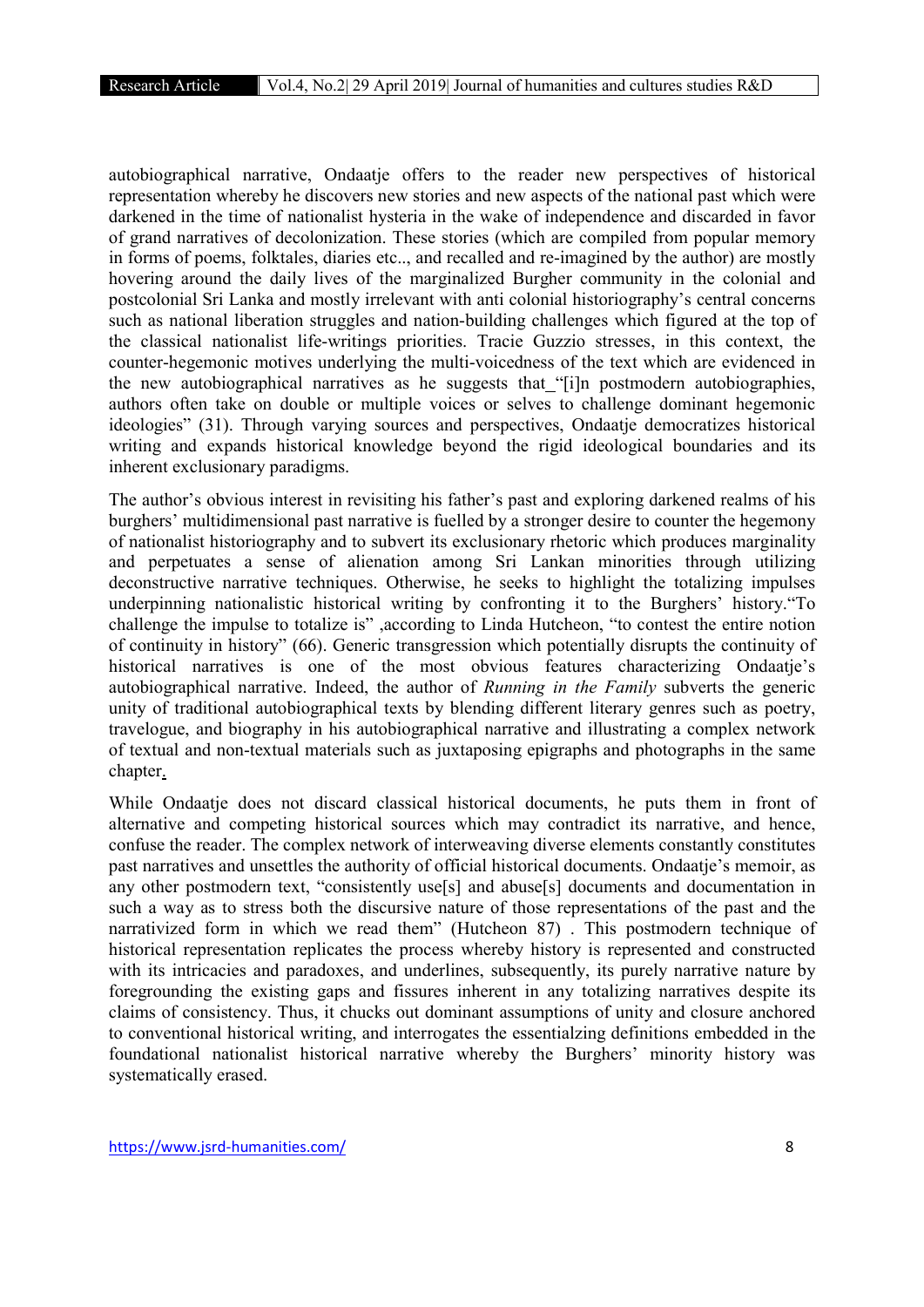autobiographical narrative, Ondaatje offers to the reader new perspectives of historical representation whereby he discovers new stories and new aspects of the national past which were darkened in the time of nationalist hysteria in the wake of independence and discarded in favor of grand narratives of decolonization. These stories (which are compiled from popular memory in forms of poems, folktales, diaries etc.., and recalled and re-imagined by the author) are mostly hovering around the daily lives of the marginalized Burgher community in the colonial and postcolonial Sri Lanka and mostly irrelevant with anti colonial historiography's central concerns such as national liberation struggles and nation-building challenges which figured at the top of the classical nationalist life-writings priorities. Tracie Guzzio stresses, in this context, the counter-hegemonic motives underlying the multi-voicedness of the text which are evidenced in the new autobiographical narratives as he suggests that "[i]n postmodern autobiographies, authors often take on double or multiple voices or selves to challenge dominant hegemonic ideologies" (31). Through varying sources and perspectives, Ondaatje democratizes historical writing and expands historical knowledge beyond the rigid ideological boundaries and its inherent exclusionary paradigms.

The author's obvious interest in revisiting his father's past and exploring darkened realms of his burghers' multidimensional past narrative is fuelled by a stronger desire to counter the hegemony of nationalist historiography and to subvert its exclusionary rhetoric which produces marginality and perpetuates a sense of alienation among Sri Lankan minorities through utilizing deconstructive narrative techniques. Otherwise, he seeks to highlight the totalizing impulses underpinning nationalistic historical writing by confronting it to the Burghers' history."To challenge the impulse to totalize is" ,according to Linda Hutcheon, "to contest the entire notion of continuity in history" (66). Generic transgression which potentially disrupts the continuity of historical narratives is one of the most obvious features characterizing Ondaatje's autobiographical narrative. Indeed, the author of *Running in the Family* subverts the generic unity of traditional autobiographical texts by blending different literary genres such as poetry, travelogue, and biography in his autobiographical narrative and illustrating a complex network of textual and non-textual materials such as juxtaposing epigraphs and photographs in the same chapter.

While Ondaatje does not discard classical historical documents, he puts them in front of alternative and competing historical sources which may contradict its narrative, and hence, confuse the reader. The complex network of interweaving diverse elements constantly constitutes past narratives and unsettles the authority of official historical documents. Ondaatje's memoir, as any other postmodern text, "consistently use[s] and abuse[s] documents and documentation in such a way as to stress both the discursive nature of those representations of the past and the narrativized form in which we read them" (Hutcheon 87) . This postmodern technique of historical representation replicates the process whereby history is represented and constructed with its intricacies and paradoxes, and underlines, subsequently, its purely narrative nature by foregrounding the existing gaps and fissures inherent in any totalizing narratives despite its claims of consistency. Thus, it chucks out dominant assumptions of unity and closure anchored to conventional historical writing, and interrogates the essentialzing definitions embedded in the foundational nationalist historical narrative whereby the Burghers' minority history was systematically erased.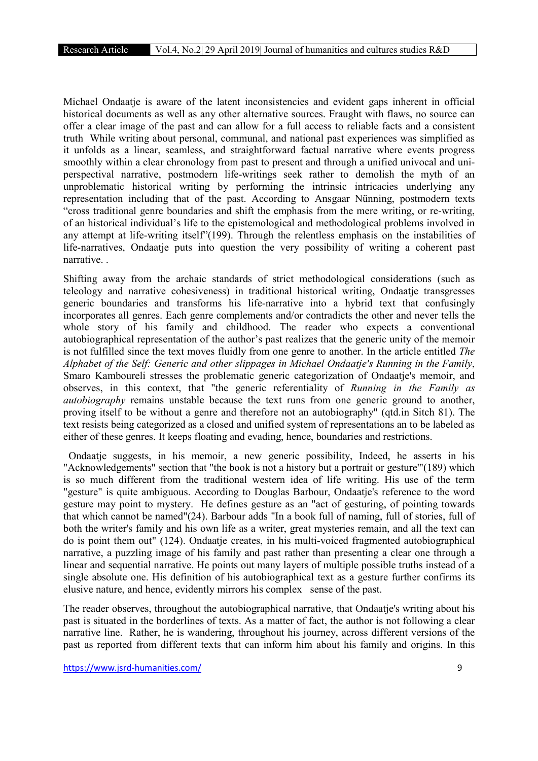Michael Ondaatje is aware of the latent inconsistencies and evident gaps inherent in official historical documents as well as any other alternative sources. Fraught with flaws, no source can offer a clear image of the past and can allow for a full access to reliable facts and a consistent truth While writing about personal, communal, and national past experiences was simplified as it unfolds as a linear, seamless, and straightforward factual narrative where events progress smoothly within a clear chronology from past to present and through a unified univocal and uni-perspectival narrative, postmodern life-writings seek rather to demolish the myth of an unproblematic historical writing by performing the intrinsic intricacies underlying any representation including that of the past. According to Ansgaar Nünning, postmodern texts "cross traditional genre boundaries and shift the emphasis from the mere writing, or re-writing, of an historical individual's life to the epistemological and methodological problems involved in any attempt at life-writing itself"(199). Through the relentless emphasis on the instabilities of life-narratives, Ondaatje puts into question the very possibility of writing a coherent past narrative. .

Shifting away from the archaic standards of strict methodological considerations (such as teleology and narrative cohesiveness) in traditional historical writing, Ondaatje transgresses generic boundaries and transforms his life-narrative into a hybrid text that confusingly incorporates all genres. Each genre complements and/or contradicts the other and never tells the whole story of his family and childhood. The reader who expects a conventional autobiographical representation of the author's past realizes that the generic unity of the memoir is not fulfilled since the text moves fluidly from one genre to another. In the article entitled *The Alphabet of the Self: Generic and other slippages in Michael Ondaatje's Running in the Family*, Smaro Kamboureli stresses the problematic generic categorization of Ondaatje's memoir, and observes, in this context, that "the generic referentiality of *Running in the Family as autobiography* remains unstable because the text runs from one generic ground to another, proving itself to be without a genre and therefore not an autobiography" (qtd.in Sitch 81). The text resists being categorized as a closed and unified system of representations an to be labeled as either of these genres. It keeps floating and evading, hence, boundaries and restrictions.

Ondaatje suggests, in his memoir, a new generic possibility, Indeed, he asserts in his "Acknowledgements" section that "the book is not a history but a portrait or gesture'"(189) which is so much different from the traditional western idea of life writing. His use of the term "gesture" is quite ambiguous. According to Douglas Barbour, Ondaatje's reference to the word gesture may point to mystery. He defines gesture as an "act of gesturing, of pointing towards that which cannot be named"(24). Barbour adds "In a book full of naming, full of stories, full of both the writer's family and his own life as a writer, great mysteries remain, and all the text can do is point them out" (124). Ondaatje creates, in his multi-voiced fragmented autobiographical narrative, a puzzling image of his family and past rather than presenting a clear one through a linear and sequential narrative. He points out many layers of multiple possible truths instead of a single absolute one. His definition of his autobiographical text as a gesture further confirms its elusive nature, and hence, evidently mirrors his complex sense of the past.

The reader observes, throughout the autobiographical narrative, that Ondaatje's writing about his past is situated in the borderlines of texts. As a matter of fact, the author is not following a clear narrative line. Rather, he is wandering, throughout his journey, across different versions of the past as reported from different texts that can inform him about his family and origins. In this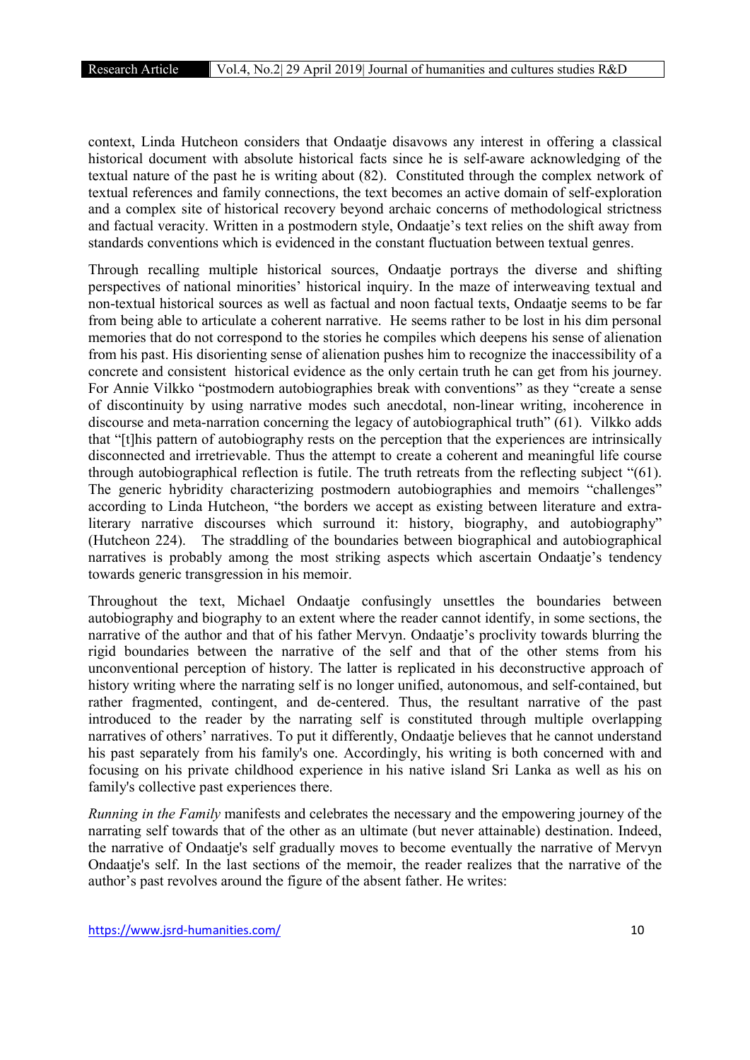context, Linda Hutcheon considers that Ondaatje disavows any interest in offering a classical historical document with absolute historical facts since he is self-aware acknowledging of the textual nature of the past he is writing about (82). Constituted through the complex network of textual references and family connections, the text becomes an active domain of self-exploration and a complex site of historical recovery beyond archaic concerns of methodological strictness and factual veracity. Written in a postmodern style, Ondaatje's text relies on the shift away from standards conventions which is evidenced in the constant fluctuation between textual genres.

Through recalling multiple historical sources, Ondaatje portrays the diverse and shifting perspectives of national minorities' historical inquiry. In the maze of interweaving textual and non-textual historical sources as well as factual and noon factual texts, Ondaatje seems to be far from being able to articulate a coherent narrative. He seems rather to be lost in his dim personal memories that do not correspond to the stories he compiles which deepens his sense of alienation from his past. His disorienting sense of alienation pushes him to recognize the inaccessibility of a concrete and consistent historical evidence as the only certain truth he can get from his journey. For Annie Vilkko "postmodern autobiographies break with conventions" as they "create a sense of discontinuity by using narrative modes such anecdotal, non-linear writing, incoherence in discourse and meta-narration concerning the legacy of autobiographical truth" (61). Vilkko adds that "[t]his pattern of autobiography rests on the perception that the experiences are intrinsically disconnected and irretrievable. Thus the attempt to create a coherent and meaningful life course through autobiographical reflection is futile. The truth retreats from the reflecting subject "(61). The generic hybridity characterizing postmodern autobiographies and memoirs "challenges" according to Linda Hutcheon, "the borders we accept as existing between literature and extra-literary narrative discourses which surround it: history, biography, and autobiography" (Hutcheon 224). The straddling of the boundaries between biographical and autobiographical narratives is probably among the most striking aspects which ascertain Ondaatje's tendency towards generic transgression in his memoir.

Throughout the text, Michael Ondaatje confusingly unsettles the boundaries between autobiography and biography to an extent where the reader cannot identify, in some sections, the narrative of the author and that of his father Mervyn. Ondaatje's proclivity towards blurring the rigid boundaries between the narrative of the self and that of the other stems from his unconventional perception of history. The latter is replicated in his deconstructive approach of history writing where the narrating self is no longer unified, autonomous, and self-contained, but rather fragmented, contingent, and de-centered. Thus, the resultant narrative of the past introduced to the reader by the narrating self is constituted through multiple overlapping narratives of others' narratives. To put it differently, Ondaatje believes that he cannot understand his past separately from his family's one. Accordingly, his writing is both concerned with and focusing on his private childhood experience in his native island Sri Lanka as well as his on family's collective past experiences there.

*Running in the Family* manifests and celebrates the necessary and the empowering journey of the narrating self towards that of the other as an ultimate (but never attainable) destination. Indeed, the narrative of Ondaatje's self gradually moves to become eventually the narrative of Mervyn Ondaatje's self. In the last sections of the memoir, the reader realizes that the narrative of the author's past revolves around the figure of the absent father. He writes: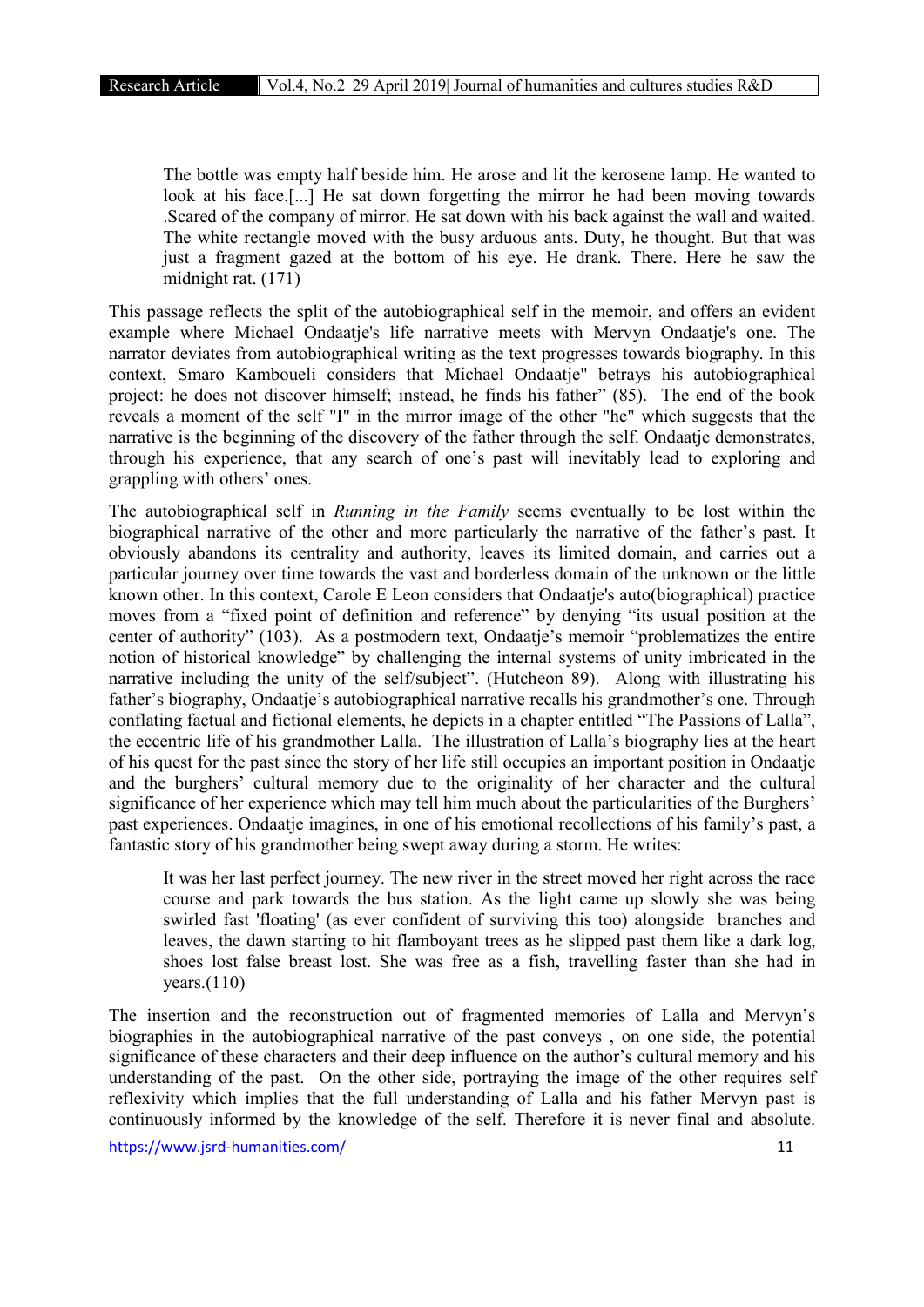> The bottle was empty half beside him. He arose and lit the kerosene lamp. He wanted to look at his face.[...] He sat down forgetting the mirror he had been moving towards .Scared of the company of mirror. He sat down with his back against the wall and waited. The white rectangle moved with the busy arduous ants. Duty, he thought. But that was just a fragment gazed at the bottom of his eye. He drank. There. Here he saw the midnight rat. (171)

This passage reflects the split of the autobiographical self in the memoir, and offers an evident example where Michael Ondaatje's life narrative meets with Mervyn Ondaatje's one. The narrator deviates from autobiographical writing as the text progresses towards biography. In this context, Smaro Kamboueli considers that Michael Ondaatje" betrays his autobiographical project: he does not discover himself; instead, he finds his father" (85). The end of the book reveals a moment of the self "I" in the mirror image of the other "he" which suggests that the narrative is the beginning of the discovery of the father through the self. Ondaatje demonstrates, through his experience, that any search of one's past will inevitably lead to exploring and grappling with others' ones.

The autobiographical self in *Running in the Family* seems eventually to be lost within the biographical narrative of the other and more particularly the narrative of the father's past. It obviously abandons its centrality and authority, leaves its limited domain, and carries out a particular journey over time towards the vast and borderless domain of the unknown or the little known other. In this context, Carole E Leon considers that Ondaatje's auto(biographical) practice moves from a "fixed point of definition and reference" by denying "its usual position at the center of authority" (103). As a postmodern text, Ondaatje's memoir "problematizes the entire notion of historical knowledge" by challenging the internal systems of unity imbricated in the narrative including the unity of the self/subject". (Hutcheon 89). Along with illustrating his father's biography, Ondaatje's autobiographical narrative recalls his grandmother's one. Through conflating factual and fictional elements, he depicts in a chapter entitled "The Passions of Lalla", the eccentric life of his grandmother Lalla. The illustration of Lalla's biography lies at the heart of his quest for the past since the story of her life still occupies an important position in Ondaatje and the burghers' cultural memory due to the originality of her character and the cultural significance of her experience which may tell him much about the particularities of the Burghers' past experiences. Ondaatje imagines, in one of his emotional recollections of his family's past, a fantastic story of his grandmother being swept away during a storm. He writes:

> It was her last perfect journey. The new river in the street moved her right across the race course and park towards the bus station. As the light came up slowly she was being swirled fast 'floating' (as ever confident of surviving this too) alongside branches and leaves, the dawn starting to hit flamboyant trees as he slipped past them like a dark log, shoes lost false breast lost. She was free as a fish, travelling faster than she had in years.(110)

The insertion and the reconstruction out of fragmented memories of Lalla and Mervyn's biographies in the autobiographical narrative of the past conveys , on one side, the potential significance of these characters and their deep influence on the author's cultural memory and his understanding of the past. On the other side, portraying the image of the other requires self reflexivity which implies that the full understanding of Lalla and his father Mervyn past is continuously informed by the knowledge of the self. Therefore it is never final and absolute.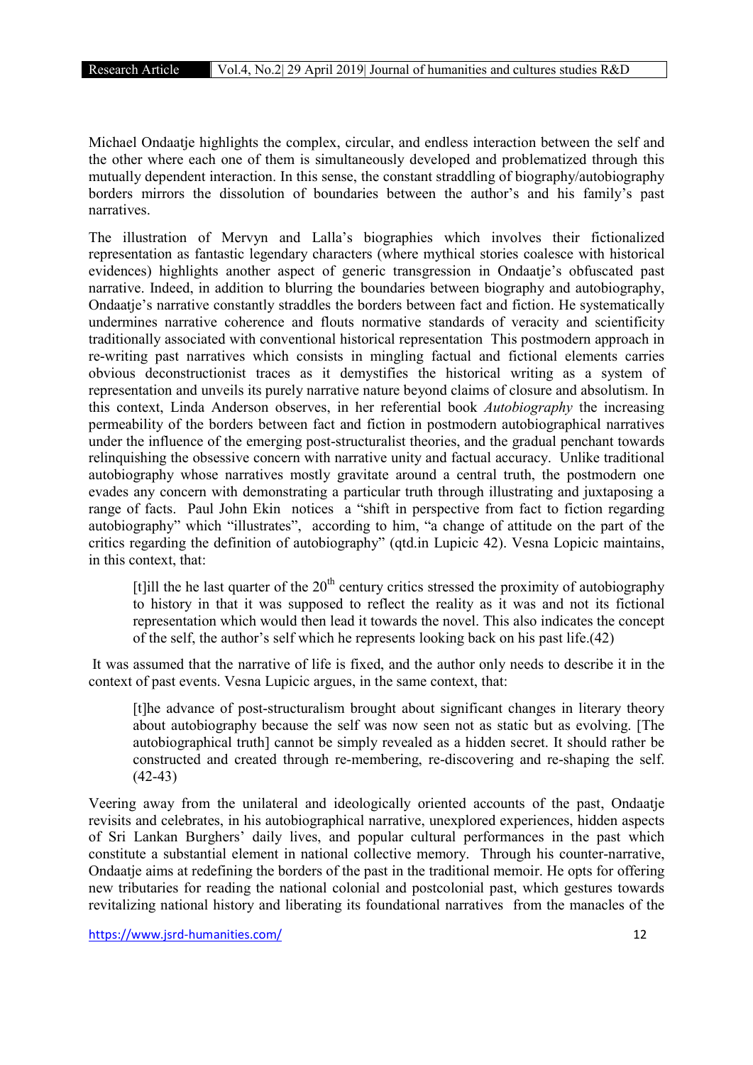Michael Ondaatje highlights the complex, circular, and endless interaction between the self and the other where each one of them is simultaneously developed and problematized through this mutually dependent interaction. In this sense, the constant straddling of biography/autobiography borders mirrors the dissolution of boundaries between the author's and his family's past narratives.

The illustration of Mervyn and Lalla's biographies which involves their fictionalized representation as fantastic legendary characters (where mythical stories coalesce with historical evidences) highlights another aspect of generic transgression in Ondaatje's obfuscated past narrative. Indeed, in addition to blurring the boundaries between biography and autobiography, Ondaatje's narrative constantly straddles the borders between fact and fiction. He systematically undermines narrative coherence and flouts normative standards of veracity and scientificity traditionally associated with conventional historical representation This postmodern approach in re-writing past narratives which consists in mingling factual and fictional elements carries obvious deconstructionist traces as it demystifies the historical writing as a system of representation and unveils its purely narrative nature beyond claims of closure and absolutism. In this context, Linda Anderson observes, in her referential book *Autobiography* the increasing permeability of the borders between fact and fiction in postmodern autobiographical narratives under the influence of the emerging post-structuralist theories, and the gradual penchant towards relinquishing the obsessive concern with narrative unity and factual accuracy. Unlike traditional autobiography whose narratives mostly gravitate around a central truth, the postmodern one evades any concern with demonstrating a particular truth through illustrating and juxtaposing a range of facts. Paul John Ekin notices a "shift in perspective from fact to fiction regarding autobiography" which "illustrates", according to him, "a change of attitude on the part of the critics regarding the definition of autobiography" (qtd.in Lupicic 42). Vesna Lopicic maintains, in this context, that:

> [t]ill the he last quarter of the 20th century critics stressed the proximity of autobiography to history in that it was supposed to reflect the reality as it was and not its fictional representation which would then lead it towards the novel. This also indicates the concept of the self, the author's self which he represents looking back on his past life.(42)

It was assumed that the narrative of life is fixed, and the author only needs to describe it in the context of past events. Vesna Lupicic argues, in the same context, that:

> [t]he advance of post-structuralism brought about significant changes in literary theory about autobiography because the self was now seen not as static but as evolving. [The autobiographical truth] cannot be simply revealed as a hidden secret. It should rather be constructed and created through re-membering, re-discovering and re-shaping the self. (42-43)

Veering away from the unilateral and ideologically oriented accounts of the past, Ondaatje revisits and celebrates, in his autobiographical narrative, unexplored experiences, hidden aspects of Sri Lankan Burghers' daily lives, and popular cultural performances in the past which constitute a substantial element in national collective memory. Through his counter-narrative, Ondaatje aims at redefining the borders of the past in the traditional memoir. He opts for offering new tributaries for reading the national colonial and postcolonial past, which gestures towards revitalizing national history and liberating its foundational narratives from the manacles of the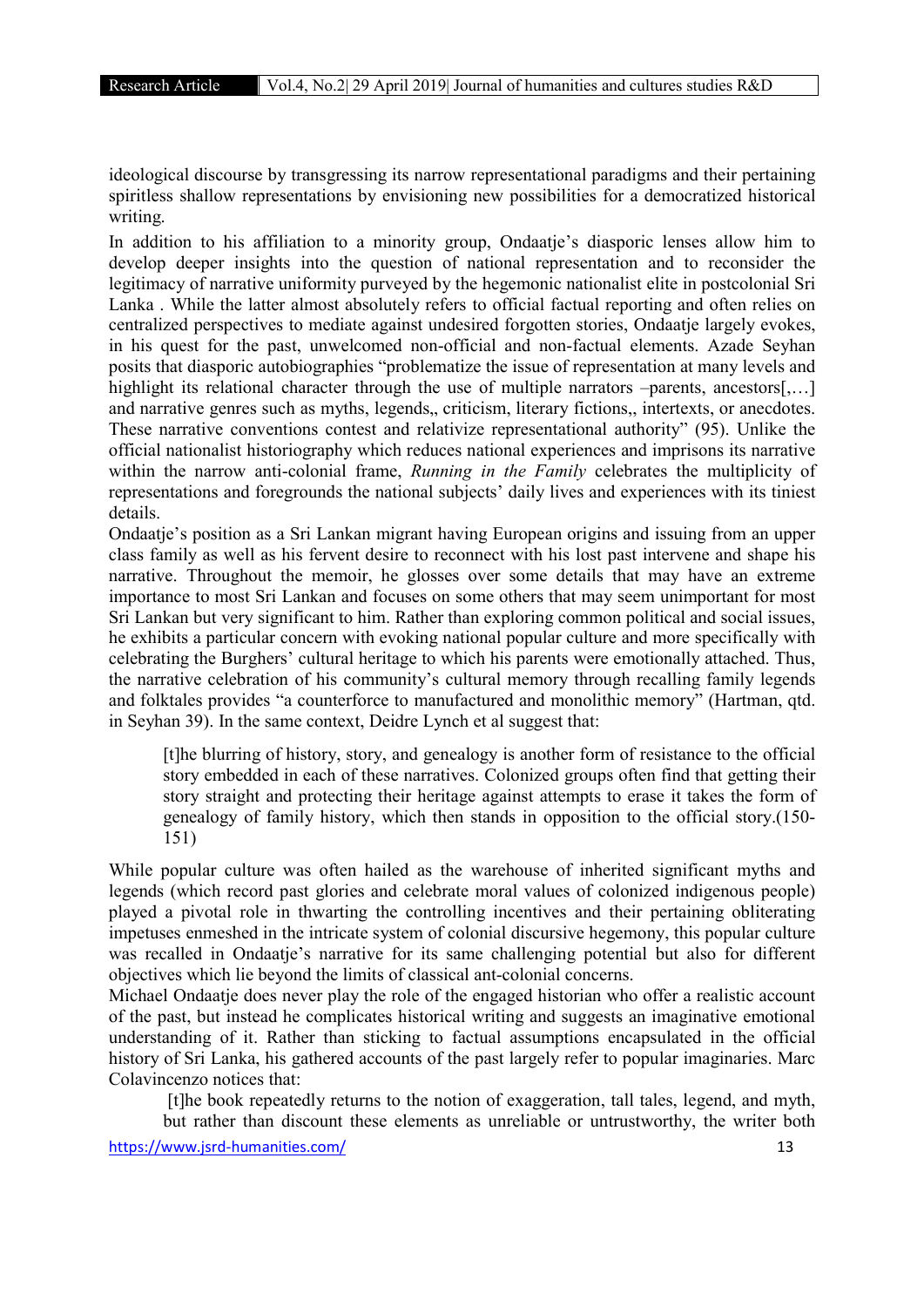ideological discourse by transgressing its narrow representational paradigms and their pertaining spiritless shallow representations by envisioning new possibilities for a democratized historical writing.

In addition to his affiliation to a minority group, Ondaatje's diasporic lenses allow him to develop deeper insights into the question of national representation and to reconsider the legitimacy of narrative uniformity purveyed by the hegemonic nationalist elite in postcolonial Sri Lanka . While the latter almost absolutely refers to official factual reporting and often relies on centralized perspectives to mediate against undesired forgotten stories, Ondaatje largely evokes, in his quest for the past, unwelcomed non-official and non-factual elements. Azade Seyhan posits that diasporic autobiographies "problematize the issue of representation at many levels and highlight its relational character through the use of multiple narrators –parents, ancestors[,…] and narrative genres such as myths, legends,, criticism, literary fictions,, intertexts, or anecdotes. These narrative conventions contest and relativize representational authority" (95). Unlike the official nationalist historiography which reduces national experiences and imprisons its narrative within the narrow anti-colonial frame, *Running in the Family* celebrates the multiplicity of representations and foregrounds the national subjects' daily lives and experiences with its tiniest details.

Ondaatje's position as a Sri Lankan migrant having European origins and issuing from an upper class family as well as his fervent desire to reconnect with his lost past intervene and shape his narrative. Throughout the memoir, he glosses over some details that may have an extreme importance to most Sri Lankan and focuses on some others that may seem unimportant for most Sri Lankan but very significant to him. Rather than exploring common political and social issues, he exhibits a particular concern with evoking national popular culture and more specifically with celebrating the Burghers' cultural heritage to which his parents were emotionally attached. Thus, the narrative celebration of his community's cultural memory through recalling family legends and folktales provides "a counterforce to manufactured and monolithic memory" (Hartman, qtd. in Seyhan 39). In the same context, Deidre Lynch et al suggest that:

> [t]he blurring of history, story, and genealogy is another form of resistance to the official story embedded in each of these narratives. Colonized groups often find that getting their story straight and protecting their heritage against attempts to erase it takes the form of genealogy of family history, which then stands in opposition to the official story.(150-151)

While popular culture was often hailed as the warehouse of inherited significant myths and legends (which record past glories and celebrate moral values of colonized indigenous people) played a pivotal role in thwarting the controlling incentives and their pertaining obliterating impetuses enmeshed in the intricate system of colonial discursive hegemony, this popular culture was recalled in Ondaatje's narrative for its same challenging potential but also for different objectives which lie beyond the limits of classical ant-colonial concerns.

Michael Ondaatje does never play the role of the engaged historian who offer a realistic account of the past, but instead he complicates historical writing and suggests an imaginative emotional understanding of it. Rather than sticking to factual assumptions encapsulated in the official history of Sri Lanka, his gathered accounts of the past largely refer to popular imaginaries. Marc Colavincenzo notices that:

> [t]he book repeatedly returns to the notion of exaggeration, tall tales, legend, and myth, but rather than discount these elements as unreliable or untrustworthy, the writer both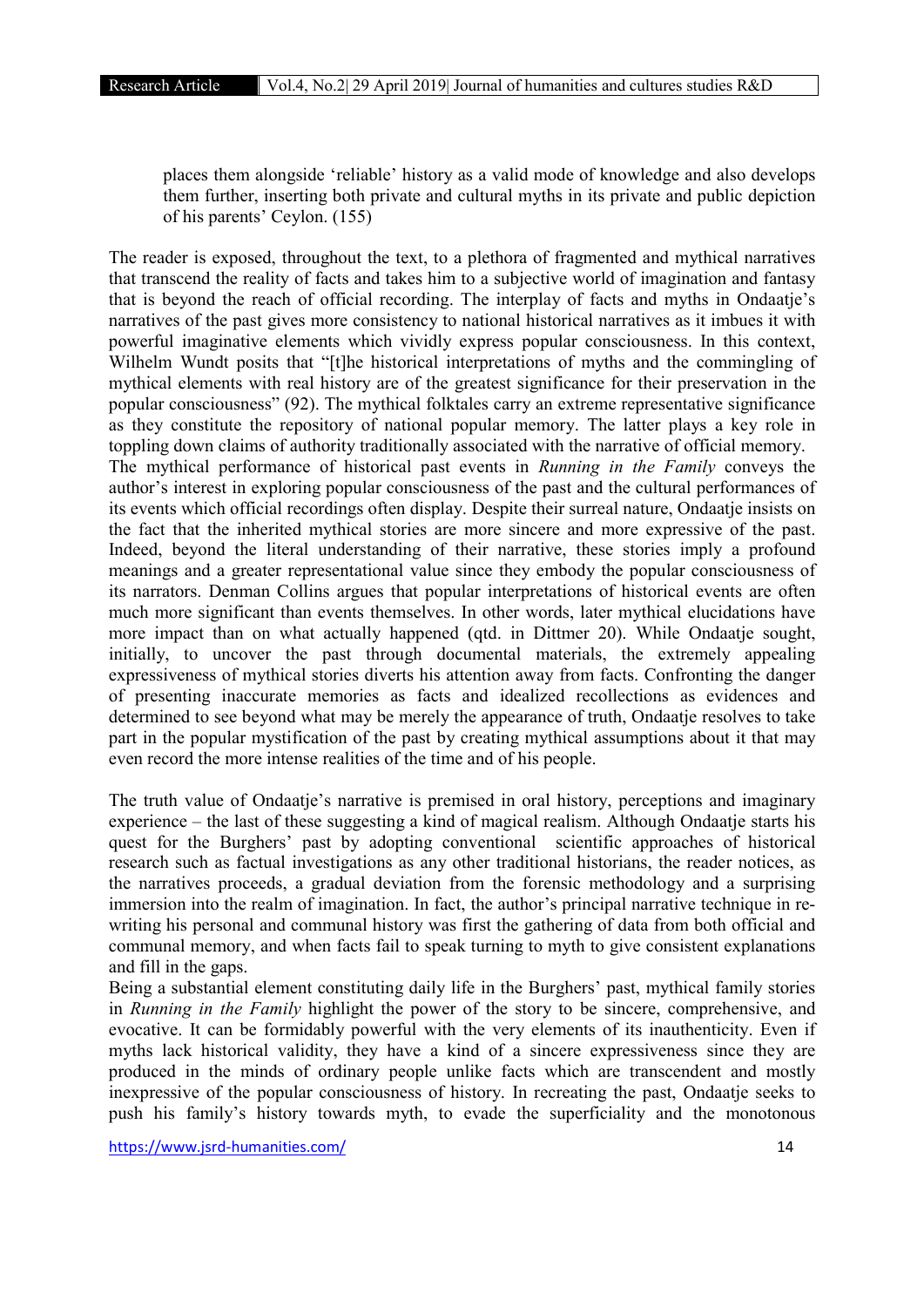places them alongside 'reliable' history as a valid mode of knowledge and also develops them further, inserting both private and cultural myths in its private and public depiction of his parents' Ceylon. (155)

The reader is exposed, throughout the text, to a plethora of fragmented and mythical narratives that transcend the reality of facts and takes him to a subjective world of imagination and fantasy that is beyond the reach of official recording. The interplay of facts and myths in Ondaatje's narratives of the past gives more consistency to national historical narratives as it imbues it with powerful imaginative elements which vividly express popular consciousness. In this context, Wilhelm Wundt posits that "[t]he historical interpretations of myths and the commingling of mythical elements with real history are of the greatest significance for their preservation in the popular consciousness" (92). The mythical folktales carry an extreme representative significance as they constitute the repository of national popular memory. The latter plays a key role in toppling down claims of authority traditionally associated with the narrative of official memory.
The mythical performance of historical past events in *Running in the Family* conveys the author's interest in exploring popular consciousness of the past and the cultural performances of its events which official recordings often display. Despite their surreal nature, Ondaatje insists on the fact that the inherited mythical stories are more sincere and more expressive of the past. Indeed, beyond the literal understanding of their narrative, these stories imply a profound meanings and a greater representational value since they embody the popular consciousness of its narrators. Denman Collins argues that popular interpretations of historical events are often much more significant than events themselves. In other words, later mythical elucidations have more impact than on what actually happened (qtd. in Dittmer 20). While Ondaatje sought, initially, to uncover the past through documental materials, the extremely appealing expressiveness of mythical stories diverts his attention away from facts. Confronting the danger of presenting inaccurate memories as facts and idealized recollections as evidences and determined to see beyond what may be merely the appearance of truth, Ondaatje resolves to take part in the popular mystification of the past by creating mythical assumptions about it that may even record the more intense realities of the time and of his people.

The truth value of Ondaatje's narrative is premised in oral history, perceptions and imaginary experience – the last of these suggesting a kind of magical realism. Although Ondaatje starts his quest for the Burghers' past by adopting conventional scientific approaches of historical research such as factual investigations as any other traditional historians, the reader notices, as the narratives proceeds, a gradual deviation from the forensic methodology and a surprising immersion into the realm of imagination. In fact, the author's principal narrative technique in re-writing his personal and communal history was first the gathering of data from both official and communal memory, and when facts fail to speak turning to myth to give consistent explanations and fill in the gaps.
Being a substantial element constituting daily life in the Burghers' past, mythical family stories in *Running in the Family* highlight the power of the story to be sincere, comprehensive, and evocative. It can be formidably powerful with the very elements of its inauthenticity. Even if myths lack historical validity, they have a kind of a sincere expressiveness since they are produced in the minds of ordinary people unlike facts which are transcendent and mostly inexpressive of the popular consciousness of history. In recreating the past, Ondaatje seeks to push his family's history towards myth, to evade the superficiality and the monotonous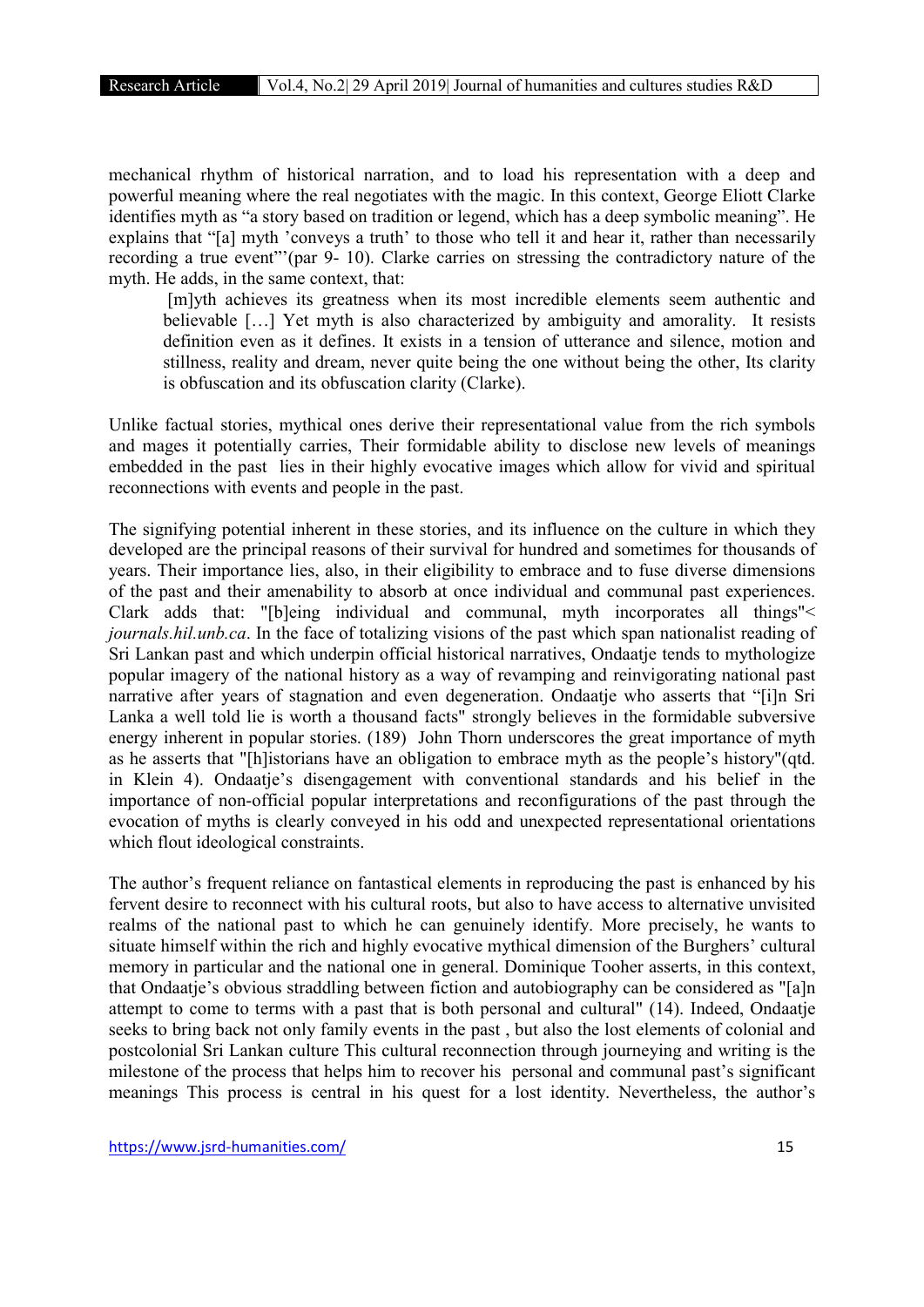mechanical rhythm of historical narration, and to load his representation with a deep and powerful meaning where the real negotiates with the magic. In this context, George Eliott Clarke identifies myth as "a story based on tradition or legend, which has a deep symbolic meaning". He explains that "[a] myth 'conveys a truth' to those who tell it and hear it, rather than necessarily recording a true event"'(par 9- 10). Clarke carries on stressing the contradictory nature of the myth. He adds, in the same context, that:

> [m]yth achieves its greatness when its most incredible elements seem authentic and believable […] Yet myth is also characterized by ambiguity and amorality. It resists definition even as it defines. It exists in a tension of utterance and silence, motion and stillness, reality and dream, never quite being the one without being the other, Its clarity is obfuscation and its obfuscation clarity (Clarke).

Unlike factual stories, mythical ones derive their representational value from the rich symbols and mages it potentially carries, Their formidable ability to disclose new levels of meanings embedded in the past lies in their highly evocative images which allow for vivid and spiritual reconnections with events and people in the past.

The signifying potential inherent in these stories, and its influence on the culture in which they developed are the principal reasons of their survival for hundred and sometimes for thousands of years. Their importance lies, also, in their eligibility to embrace and to fuse diverse dimensions of the past and their amenability to absorb at once individual and communal past experiences. Clark adds that: "[b]eing individual and communal, myth incorporates all things"< *journals.hil.unb.ca*. In the face of totalizing visions of the past which span nationalist reading of Sri Lankan past and which underpin official historical narratives, Ondaatje tends to mythologize popular imagery of the national history as a way of revamping and reinvigorating national past narrative after years of stagnation and even degeneration. Ondaatje who asserts that "[i]n Sri Lanka a well told lie is worth a thousand facts" strongly believes in the formidable subversive energy inherent in popular stories. (189) John Thorn underscores the great importance of myth as he asserts that "[h]istorians have an obligation to embrace myth as the people's history"(qtd. in Klein 4). Ondaatje's disengagement with conventional standards and his belief in the importance of non-official popular interpretations and reconfigurations of the past through the evocation of myths is clearly conveyed in his odd and unexpected representational orientations which flout ideological constraints.

The author's frequent reliance on fantastical elements in reproducing the past is enhanced by his fervent desire to reconnect with his cultural roots, but also to have access to alternative unvisited realms of the national past to which he can genuinely identify. More precisely, he wants to situate himself within the rich and highly evocative mythical dimension of the Burghers' cultural memory in particular and the national one in general. Dominique Tooher asserts, in this context, that Ondaatje's obvious straddling between fiction and autobiography can be considered as "[a]n attempt to come to terms with a past that is both personal and cultural" (14). Indeed, Ondaatje seeks to bring back not only family events in the past , but also the lost elements of colonial and postcolonial Sri Lankan culture This cultural reconnection through journeying and writing is the milestone of the process that helps him to recover his personal and communal past's significant meanings This process is central in his quest for a lost identity. Nevertheless, the author's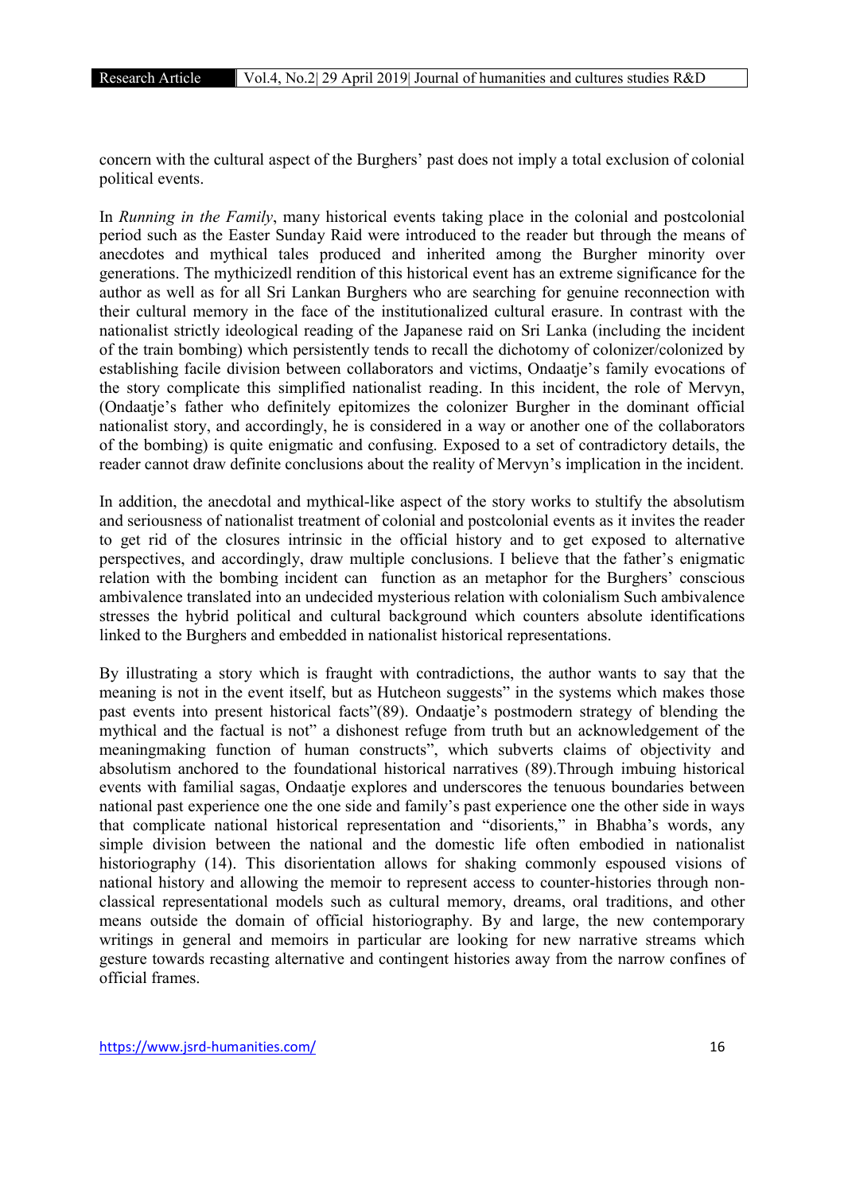concern with the cultural aspect of the Burghers' past does not imply a total exclusion of colonial political events.

In *Running in the Family*, many historical events taking place in the colonial and postcolonial period such as the Easter Sunday Raid were introduced to the reader but through the means of anecdotes and mythical tales produced and inherited among the Burgher minority over generations. The mythicizedl rendition of this historical event has an extreme significance for the author as well as for all Sri Lankan Burghers who are searching for genuine reconnection with their cultural memory in the face of the institutionalized cultural erasure. In contrast with the nationalist strictly ideological reading of the Japanese raid on Sri Lanka (including the incident of the train bombing) which persistently tends to recall the dichotomy of colonizer/colonized by establishing facile division between collaborators and victims, Ondaatje's family evocations of the story complicate this simplified nationalist reading. In this incident, the role of Mervyn, (Ondaatje's father who definitely epitomizes the colonizer Burgher in the dominant official nationalist story, and accordingly, he is considered in a way or another one of the collaborators of the bombing) is quite enigmatic and confusing. Exposed to a set of contradictory details, the reader cannot draw definite conclusions about the reality of Mervyn's implication in the incident.

In addition, the anecdotal and mythical-like aspect of the story works to stultify the absolutism and seriousness of nationalist treatment of colonial and postcolonial events as it invites the reader to get rid of the closures intrinsic in the official history and to get exposed to alternative perspectives, and accordingly, draw multiple conclusions. I believe that the father's enigmatic relation with the bombing incident can function as an metaphor for the Burghers' conscious ambivalence translated into an undecided mysterious relation with colonialism Such ambivalence stresses the hybrid political and cultural background which counters absolute identifications linked to the Burghers and embedded in nationalist historical representations.

By illustrating a story which is fraught with contradictions, the author wants to say that the meaning is not in the event itself, but as Hutcheon suggests" in the systems which makes those past events into present historical facts"(89). Ondaatje's postmodern strategy of blending the mythical and the factual is not" a dishonest refuge from truth but an acknowledgement of the meaningmaking function of human constructs", which subverts claims of objectivity and absolutism anchored to the foundational historical narratives (89).Through imbuing historical events with familial sagas, Ondaatje explores and underscores the tenuous boundaries between national past experience one the one side and family's past experience one the other side in ways that complicate national historical representation and "disorients," in Bhabha's words, any simple division between the national and the domestic life often embodied in nationalist historiography (14). This disorientation allows for shaking commonly espoused visions of national history and allowing the memoir to represent access to counter-histories through non-classical representational models such as cultural memory, dreams, oral traditions, and other means outside the domain of official historiography. By and large, the new contemporary writings in general and memoirs in particular are looking for new narrative streams which gesture towards recasting alternative and contingent histories away from the narrow confines of official frames.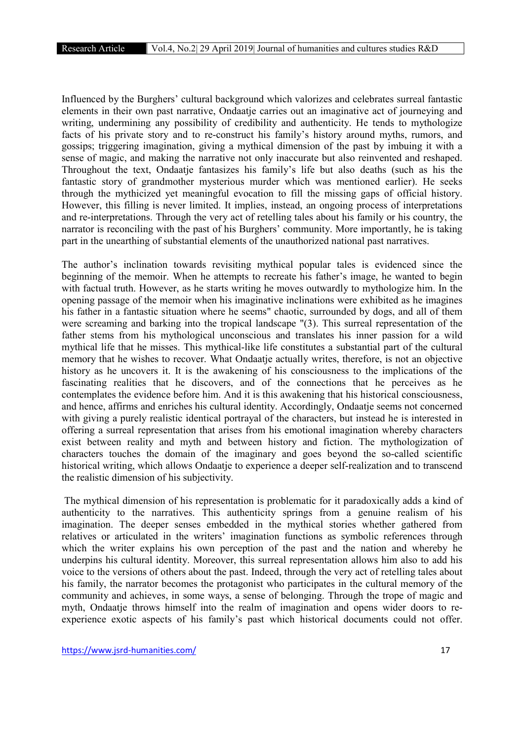Influenced by the Burghers' cultural background which valorizes and celebrates surreal fantastic elements in their own past narrative, Ondaatje carries out an imaginative act of journeying and writing, undermining any possibility of credibility and authenticity. He tends to mythologize facts of his private story and to re-construct his family's history around myths, rumors, and gossips; triggering imagination, giving a mythical dimension of the past by imbuing it with a sense of magic, and making the narrative not only inaccurate but also reinvented and reshaped. Throughout the text, Ondaatje fantasizes his family's life but also deaths (such as his the fantastic story of grandmother mysterious murder which was mentioned earlier). He seeks through the mythicized yet meaningful evocation to fill the missing gaps of official history. However, this filling is never limited. It implies, instead, an ongoing process of interpretations and re-interpretations. Through the very act of retelling tales about his family or his country, the narrator is reconciling with the past of his Burghers' community. More importantly, he is taking part in the unearthing of substantial elements of the unauthorized national past narratives.

The author's inclination towards revisiting mythical popular tales is evidenced since the beginning of the memoir. When he attempts to recreate his father's image, he wanted to begin with factual truth. However, as he starts writing he moves outwardly to mythologize him. In the opening passage of the memoir when his imaginative inclinations were exhibited as he imagines his father in a fantastic situation where he seems" chaotic, surrounded by dogs, and all of them were screaming and barking into the tropical landscape "(3). This surreal representation of the father stems from his mythological unconscious and translates his inner passion for a wild mythical life that he misses. This mythical-like life constitutes a substantial part of the cultural memory that he wishes to recover. What Ondaatje actually writes, therefore, is not an objective history as he uncovers it. It is the awakening of his consciousness to the implications of the fascinating realities that he discovers, and of the connections that he perceives as he contemplates the evidence before him. And it is this awakening that his historical consciousness, and hence, affirms and enriches his cultural identity. Accordingly, Ondaatje seems not concerned with giving a purely realistic identical portrayal of the characters, but instead he is interested in offering a surreal representation that arises from his emotional imagination whereby characters exist between reality and myth and between history and fiction. The mythologization of characters touches the domain of the imaginary and goes beyond the so-called scientific historical writing, which allows Ondaatje to experience a deeper self-realization and to transcend the realistic dimension of his subjectivity.

The mythical dimension of his representation is problematic for it paradoxically adds a kind of authenticity to the narratives. This authenticity springs from a genuine realism of his imagination. The deeper senses embedded in the mythical stories whether gathered from relatives or articulated in the writers' imagination functions as symbolic references through which the writer explains his own perception of the past and the nation and whereby he underpins his cultural identity. Moreover, this surreal representation allows him also to add his voice to the versions of others about the past. Indeed, through the very act of retelling tales about his family, the narrator becomes the protagonist who participates in the cultural memory of the community and achieves, in some ways, a sense of belonging. Through the trope of magic and myth, Ondaatje throws himself into the realm of imagination and opens wider doors to re-experience exotic aspects of his family's past which historical documents could not offer.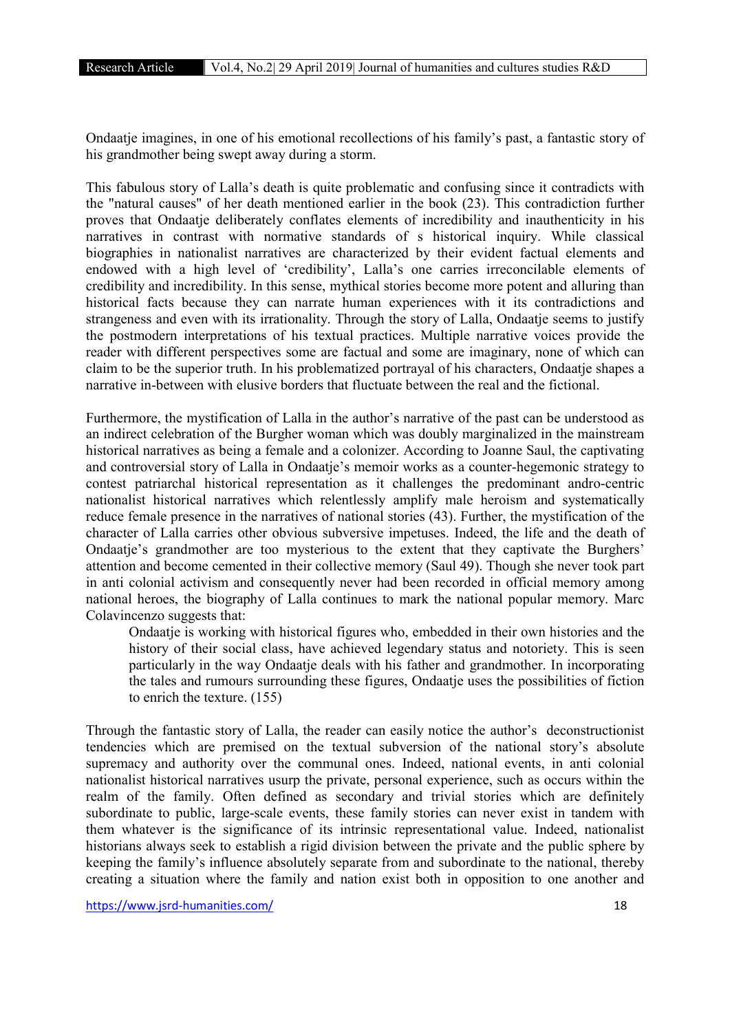Ondaatje imagines, in one of his emotional recollections of his family's past, a fantastic story of his grandmother being swept away during a storm.

This fabulous story of Lalla's death is quite problematic and confusing since it contradicts with the "natural causes" of her death mentioned earlier in the book (23). This contradiction further proves that Ondaatje deliberately conflates elements of incredibility and inauthenticity in his narratives in contrast with normative standards of s historical inquiry. While classical biographies in nationalist narratives are characterized by their evident factual elements and endowed with a high level of 'credibility', Lalla's one carries irreconcilable elements of credibility and incredibility. In this sense, mythical stories become more potent and alluring than historical facts because they can narrate human experiences with it its contradictions and strangeness and even with its irrationality. Through the story of Lalla, Ondaatje seems to justify the postmodern interpretations of his textual practices. Multiple narrative voices provide the reader with different perspectives some are factual and some are imaginary, none of which can claim to be the superior truth. In his problematized portrayal of his characters, Ondaatje shapes a narrative in-between with elusive borders that fluctuate between the real and the fictional.

Furthermore, the mystification of Lalla in the author's narrative of the past can be understood as an indirect celebration of the Burgher woman which was doubly marginalized in the mainstream historical narratives as being a female and a colonizer. According to Joanne Saul, the captivating and controversial story of Lalla in Ondaatje's memoir works as a counter-hegemonic strategy to contest patriarchal historical representation as it challenges the predominant andro-centric nationalist historical narratives which relentlessly amplify male heroism and systematically reduce female presence in the narratives of national stories (43). Further, the mystification of the character of Lalla carries other obvious subversive impetuses. Indeed, the life and the death of Ondaatje's grandmother are too mysterious to the extent that they captivate the Burghers' attention and become cemented in their collective memory (Saul 49). Though she never took part in anti colonial activism and consequently never had been recorded in official memory among national heroes, the biography of Lalla continues to mark the national popular memory. Marc Colavincenzo suggests that:

> Ondaatje is working with historical figures who, embedded in their own histories and the history of their social class, have achieved legendary status and notoriety. This is seen particularly in the way Ondaatje deals with his father and grandmother. In incorporating the tales and rumours surrounding these figures, Ondaatje uses the possibilities of fiction to enrich the texture. (155)

Through the fantastic story of Lalla, the reader can easily notice the author's deconstructionist tendencies which are premised on the textual subversion of the national story's absolute supremacy and authority over the communal ones. Indeed, national events, in anti colonial nationalist historical narratives usurp the private, personal experience, such as occurs within the realm of the family. Often defined as secondary and trivial stories which are definitely subordinate to public, large-scale events, these family stories can never exist in tandem with them whatever is the significance of its intrinsic representational value. Indeed, nationalist historians always seek to establish a rigid division between the private and the public sphere by keeping the family's influence absolutely separate from and subordinate to the national, thereby creating a situation where the family and nation exist both in opposition to one another and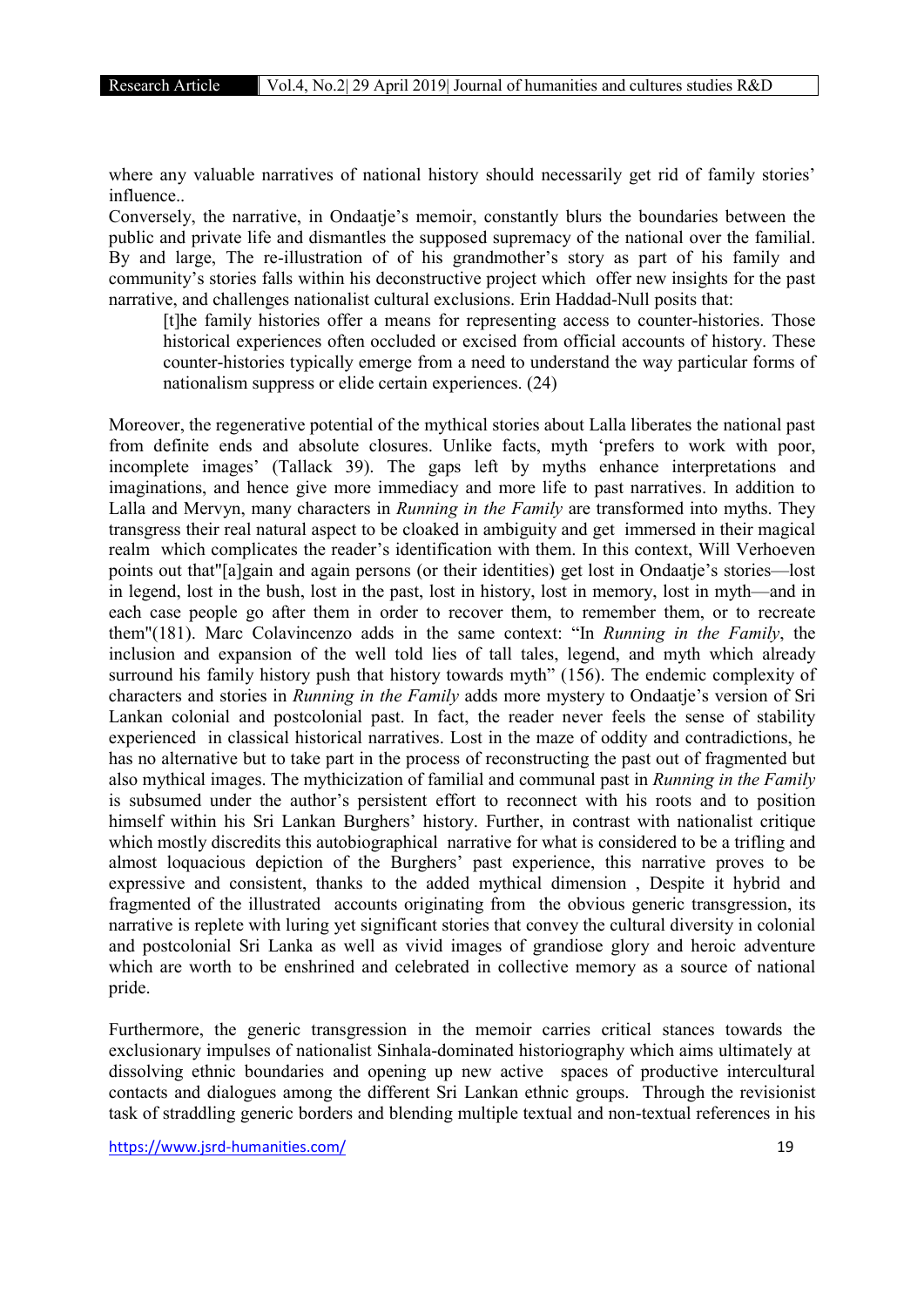where any valuable narratives of national history should necessarily get rid of family stories' influence..

Conversely, the narrative, in Ondaatje's memoir, constantly blurs the boundaries between the public and private life and dismantles the supposed supremacy of the national over the familial. By and large, The re-illustration of of his grandmother's story as part of his family and community's stories falls within his deconstructive project which offer new insights for the past narrative, and challenges nationalist cultural exclusions. Erin Haddad-Null posits that:

> [t]he family histories offer a means for representing access to counter-histories. Those historical experiences often occluded or excised from official accounts of history. These counter-histories typically emerge from a need to understand the way particular forms of nationalism suppress or elide certain experiences. (24)

Moreover, the regenerative potential of the mythical stories about Lalla liberates the national past from definite ends and absolute closures. Unlike facts, myth 'prefers to work with poor, incomplete images' (Tallack 39). The gaps left by myths enhance interpretations and imaginations, and hence give more immediacy and more life to past narratives. In addition to Lalla and Mervyn, many characters in *Running in the Family* are transformed into myths. They transgress their real natural aspect to be cloaked in ambiguity and get immersed in their magical realm which complicates the reader's identification with them. In this context, Will Verhoeven points out that"[a]gain and again persons (or their identities) get lost in Ondaatje's stories—lost in legend, lost in the bush, lost in the past, lost in history, lost in memory, lost in myth—and in each case people go after them in order to recover them, to remember them, or to recreate them"(181). Marc Colavincenzo adds in the same context: "In *Running in the Family*, the inclusion and expansion of the well told lies of tall tales, legend, and myth which already surround his family history push that history towards myth" (156). The endemic complexity of characters and stories in *Running in the Family* adds more mystery to Ondaatje's version of Sri Lankan colonial and postcolonial past. In fact, the reader never feels the sense of stability experienced in classical historical narratives. Lost in the maze of oddity and contradictions, he has no alternative but to take part in the process of reconstructing the past out of fragmented but also mythical images. The mythicization of familial and communal past in *Running in the Family* is subsumed under the author's persistent effort to reconnect with his roots and to position himself within his Sri Lankan Burghers' history. Further, in contrast with nationalist critique which mostly discredits this autobiographical narrative for what is considered to be a trifling and almost loquacious depiction of the Burghers' past experience, this narrative proves to be expressive and consistent, thanks to the added mythical dimension , Despite it hybrid and fragmented of the illustrated accounts originating from the obvious generic transgression, its narrative is replete with luring yet significant stories that convey the cultural diversity in colonial and postcolonial Sri Lanka as well as vivid images of grandiose glory and heroic adventure which are worth to be enshrined and celebrated in collective memory as a source of national pride.

Furthermore, the generic transgression in the memoir carries critical stances towards the exclusionary impulses of nationalist Sinhala-dominated historiography which aims ultimately at dissolving ethnic boundaries and opening up new active spaces of productive intercultural contacts and dialogues among the different Sri Lankan ethnic groups. Through the revisionist task of straddling generic borders and blending multiple textual and non-textual references in his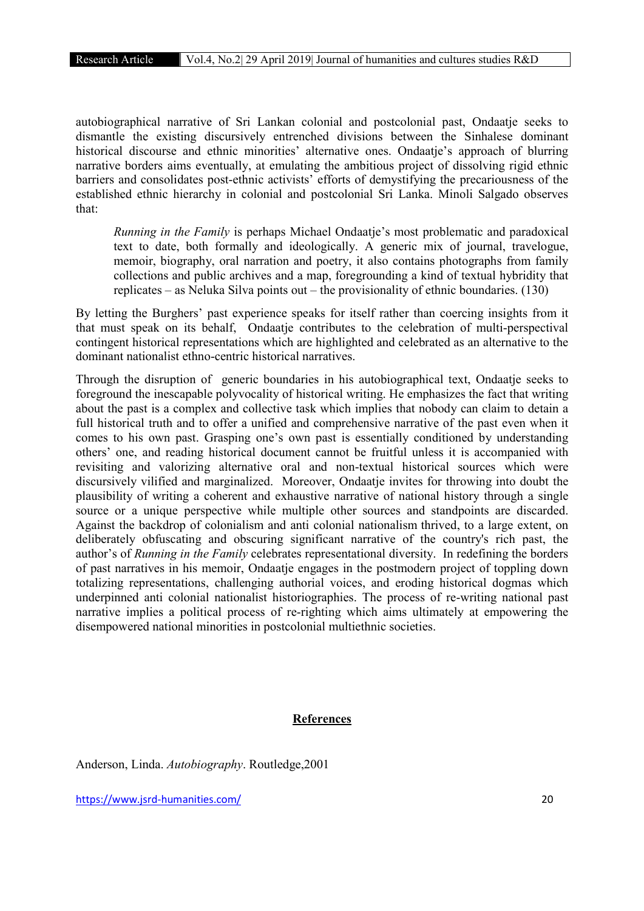autobiographical narrative of Sri Lankan colonial and postcolonial past, Ondaatje seeks to dismantle the existing discursively entrenched divisions between the Sinhalese dominant historical discourse and ethnic minorities' alternative ones. Ondaatje's approach of blurring narrative borders aims eventually, at emulating the ambitious project of dissolving rigid ethnic barriers and consolidates post-ethnic activists' efforts of demystifying the precariousness of the established ethnic hierarchy in colonial and postcolonial Sri Lanka. Minoli Salgado observes that:

> *Running in the Family* is perhaps Michael Ondaatje's most problematic and paradoxical text to date, both formally and ideologically. A generic mix of journal, travelogue, memoir, biography, oral narration and poetry, it also contains photographs from family collections and public archives and a map, foregrounding a kind of textual hybridity that replicates – as Neluka Silva points out – the provisionality of ethnic boundaries. (130)

By letting the Burghers' past experience speaks for itself rather than coercing insights from it that must speak on its behalf, Ondaatje contributes to the celebration of multi-perspectival contingent historical representations which are highlighted and celebrated as an alternative to the dominant nationalist ethno-centric historical narratives.

Through the disruption of generic boundaries in his autobiographical text, Ondaatje seeks to foreground the inescapable polyvocality of historical writing. He emphasizes the fact that writing about the past is a complex and collective task which implies that nobody can claim to detain a full historical truth and to offer a unified and comprehensive narrative of the past even when it comes to his own past. Grasping one's own past is essentially conditioned by understanding others' one, and reading historical document cannot be fruitful unless it is accompanied with revisiting and valorizing alternative oral and non-textual historical sources which were discursively vilified and marginalized. Moreover, Ondaatje invites for throwing into doubt the plausibility of writing a coherent and exhaustive narrative of national history through a single source or a unique perspective while multiple other sources and standpoints are discarded. Against the backdrop of colonialism and anti colonial nationalism thrived, to a large extent, on deliberately obfuscating and obscuring significant narrative of the country's rich past, the author's of *Running in the Family* celebrates representational diversity. In redefining the borders of past narratives in his memoir, Ondaatje engages in the postmodern project of toppling down totalizing representations, challenging authorial voices, and eroding historical dogmas which underpinned anti colonial nationalist historiographies. The process of re-writing national past narrative implies a political process of re-righting which aims ultimately at empowering the disempowered national minorities in postcolonial multiethnic societies.

## References

Anderson, Linda. *Autobiography*. Routledge,2001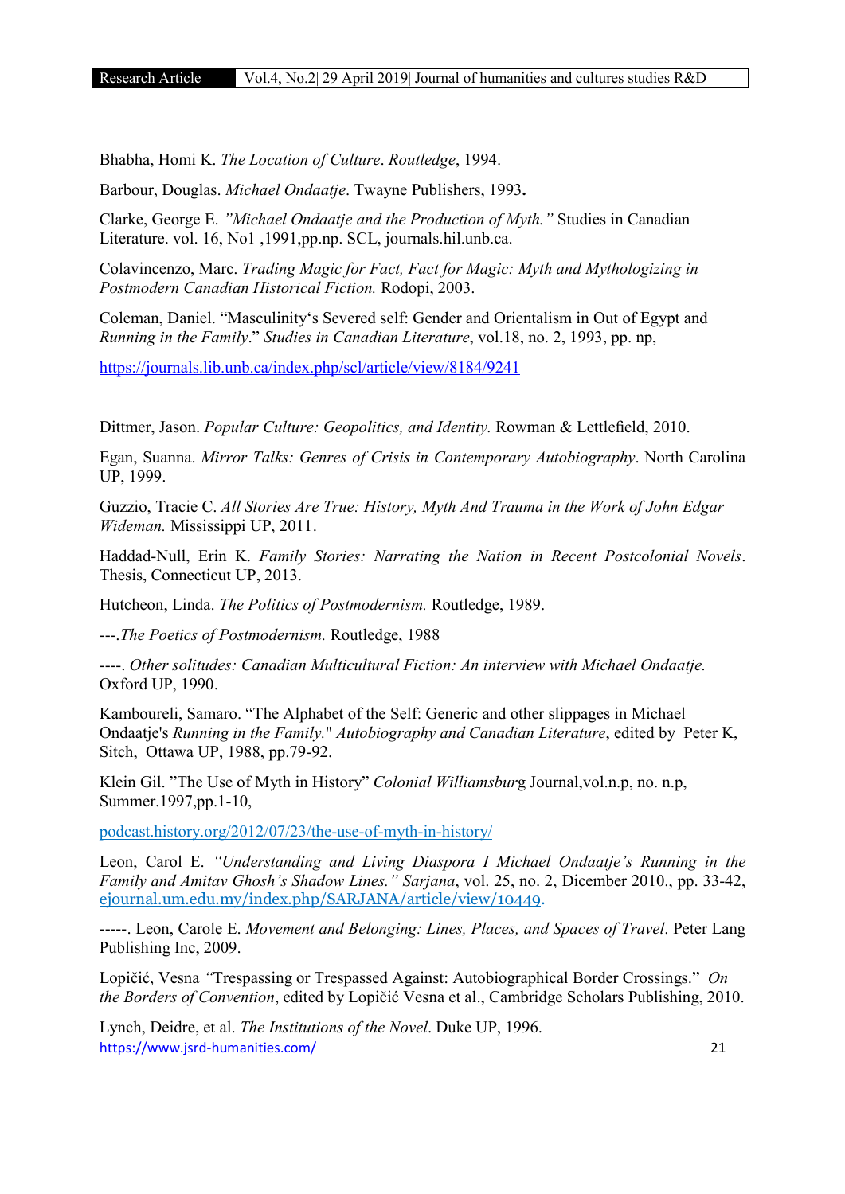Bhabha, Homi K. *The Location of Culture*. *Routledge*, 1994.

Barbour, Douglas. *Michael Ondaatje*. Twayne Publishers, 1993**.**

Clarke, George E. *"Michael Ondaatje and the Production of Myth."* Studies in Canadian Literature. vol. 16, No1 ,1991,pp.np. SCL, journals.hil.unb.ca.

Colavincenzo, Marc. *Trading Magic for Fact, Fact for Magic: Myth and Mythologizing in Postmodern Canadian Historical Fiction.* Rodopi, 2003.

Coleman, Daniel. "Masculinity's Severed self: Gender and Orientalism in Out of Egypt and *Running in the Family*." *Studies in Canadian Literature*, vol.18, no. 2, 1993, pp. np,

https://journals.lib.unb.ca/index.php/scl/article/view/8184/9241

Dittmer, Jason. *Popular Culture: Geopolitics, and Identity.* Rowman & Lettlefield, 2010.

Egan, Suanna. *Mirror Talks: Genres of Crisis in Contemporary Autobiography*. North Carolina UP, 1999.

Guzzio, Tracie C. *All Stories Are True: History, Myth And Trauma in the Work of John Edgar Wideman.* Mississippi UP, 2011.

Haddad-Null, Erin K. *Family Stories: Narrating the Nation in Recent Postcolonial Novels*. Thesis, Connecticut UP, 2013.

Hutcheon, Linda. *The Politics of Postmodernism.* Routledge, 1989.

---.*The Poetics of Postmodernism.* Routledge, 1988

----. *Other solitudes: Canadian Multicultural Fiction: An interview with Michael Ondaatje.* Oxford UP, 1990.

Kamboureli, Samaro. "The Alphabet of the Self: Generic and other slippages in Michael Ondaatje's *Running in the Family.*" *Autobiography and Canadian Literature*, edited by Peter K, Sitch, Ottawa UP, 1988, pp.79-92.

Klein Gil. "The Use of Myth in History" *Colonial Williamsbur*g Journal,vol.n.p, no. n.p, Summer.1997,pp.1-10,

podcast.history.org/2012/07/23/the-use-of-myth-in-history/

Leon, Carol E. *"Understanding and Living Diaspora I Michael Ondaatje's Running in the Family and Amitav Ghosh's Shadow Lines." Sarjana*, vol. 25, no. 2, Dicember 2010., pp. 33-42, ejournal.um.edu.my/index.php/SARJANA/article/view/10449.

-----. Leon, Carole E. *Movement and Belonging: Lines, Places, and Spaces of Travel*. Peter Lang Publishing Inc, 2009.

Lopičić, Vesna *"*Trespassing or Trespassed Against: Autobiographical Border Crossings." *On the Borders of Convention*, edited by Lopičić Vesna et al., Cambridge Scholars Publishing, 2010.

Lynch, Deidre, et al. *The Institutions of the Novel*. Duke UP, 1996.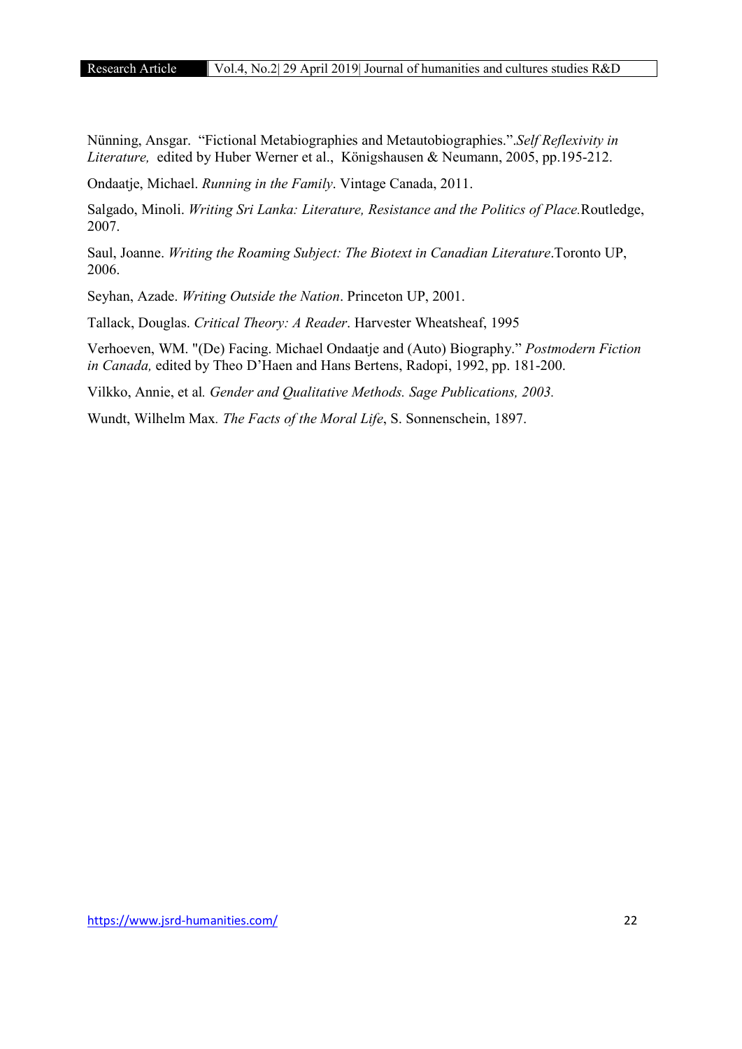Nünning, Ansgar. "Fictional Metabiographies and Metautobiographies.".*Self Reflexivity in Literature,* edited by Huber Werner et al., Königshausen & Neumann, 2005, pp.195-212.

Ondaatje, Michael. *Running in the Family*. Vintage Canada, 2011.

Salgado, Minoli. *Writing Sri Lanka: Literature, Resistance and the Politics of Place.*Routledge, 2007.

Saul, Joanne. *Writing the Roaming Subject: The Biotext in Canadian Literature*.Toronto UP, 2006.

Seyhan, Azade. *Writing Outside the Nation*. Princeton UP, 2001.

Tallack, Douglas. *Critical Theory: A Reader*. Harvester Wheatsheaf, 1995

Verhoeven, WM. "(De) Facing. Michael Ondaatje and (Auto) Biography." *Postmodern Fiction in Canada,* edited by Theo D'Haen and Hans Bertens, Radopi, 1992, pp. 181-200.

Vilkko, Annie, et al*. Gender and Qualitative Methods. Sage Publications, 2003.*

Wundt, Wilhelm Max*. The Facts of the Moral Life*, S. Sonnenschein, 1897.